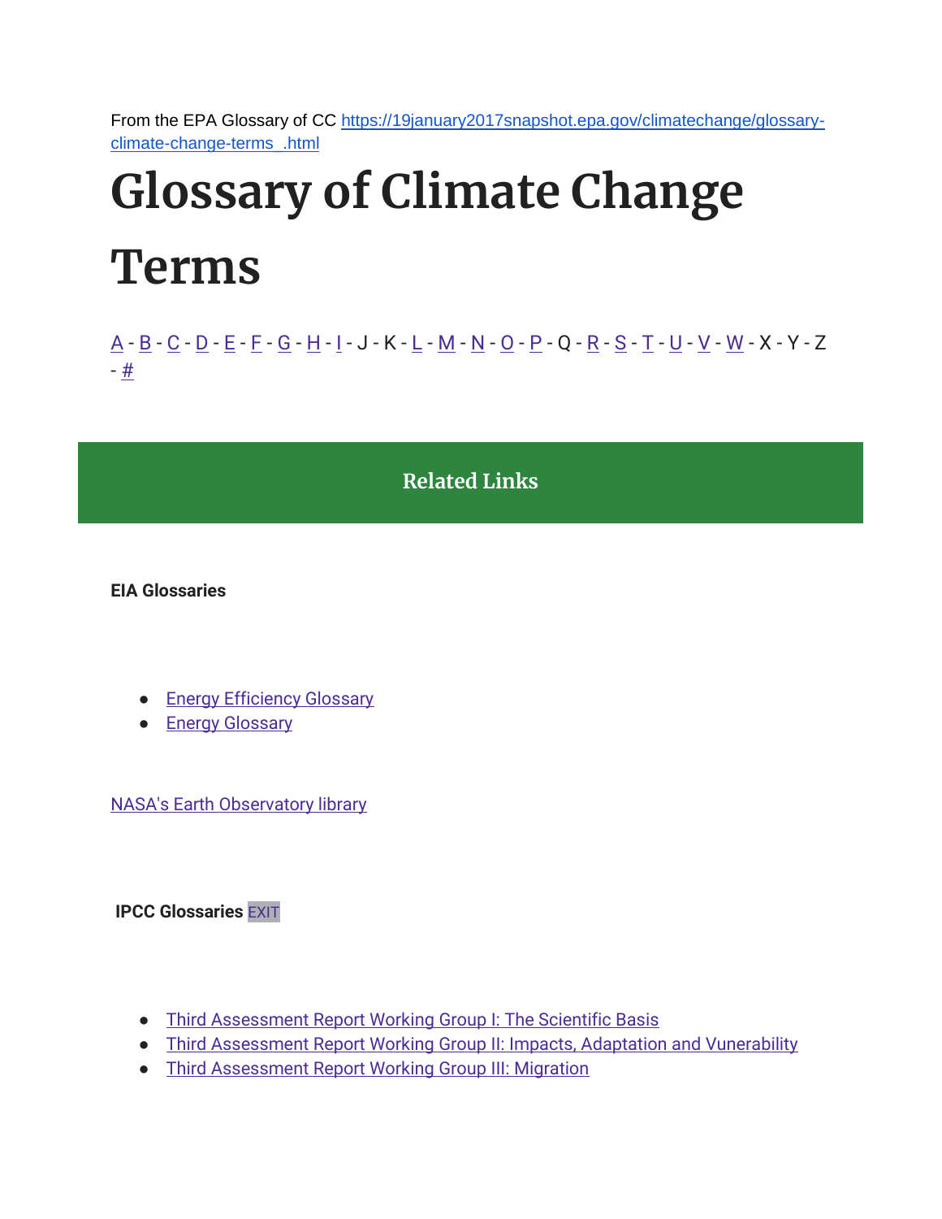From the EPA Glossary of CC [https://19january2017snapshot.epa.gov/climatechange/glossary-climate-change-terms_.html](https://19january2017snapshot.epa.gov/climatechange/glossary-climate-change-terms_.html)

# Glossary of Climate Change Terms

A - B - C - D - E - F - G - H - I - J - K - L - M - N - O - P - Q - R - S - T - U - V - W - X - Y - Z - #

## Related Links

**EIA Glossaries**

- Energy Efficiency Glossary
- Energy Glossary

NASA's Earth Observatory library

**IPCC Glossaries** EXIT

- Third Assessment Report Working Group I: The Scientific Basis
- Third Assessment Report Working Group II: Impacts, Adaptation and Vunerability
- Third Assessment Report Working Group III: Migration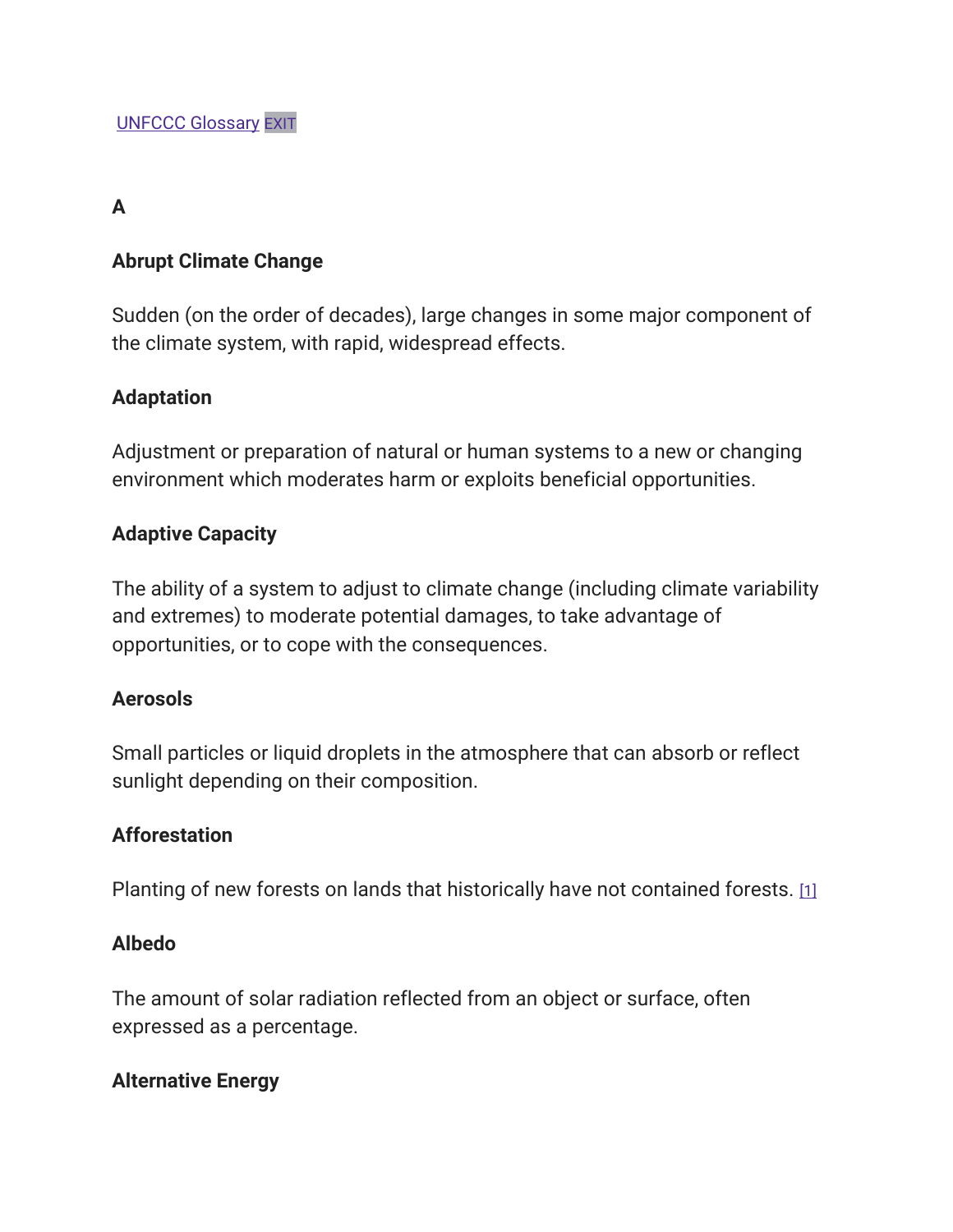[UNFCCC Glossary](#) EXIT

**A**

**Abrupt Climate Change**

Sudden (on the order of decades), large changes in some major component of the climate system, with rapid, widespread effects.

**Adaptation**

Adjustment or preparation of natural or human systems to a new or changing environment which moderates harm or exploits beneficial opportunities.

**Adaptive Capacity**

The ability of a system to adjust to climate change (including climate variability and extremes) to moderate potential damages, to take advantage of opportunities, or to cope with the consequences.

**Aerosols**

Small particles or liquid droplets in the atmosphere that can absorb or reflect sunlight depending on their composition.

**Afforestation**

Planting of new forests on lands that historically have not contained forests. [1]

**Albedo**

The amount of solar radiation reflected from an object or surface, often expressed as a percentage.

**Alternative Energy**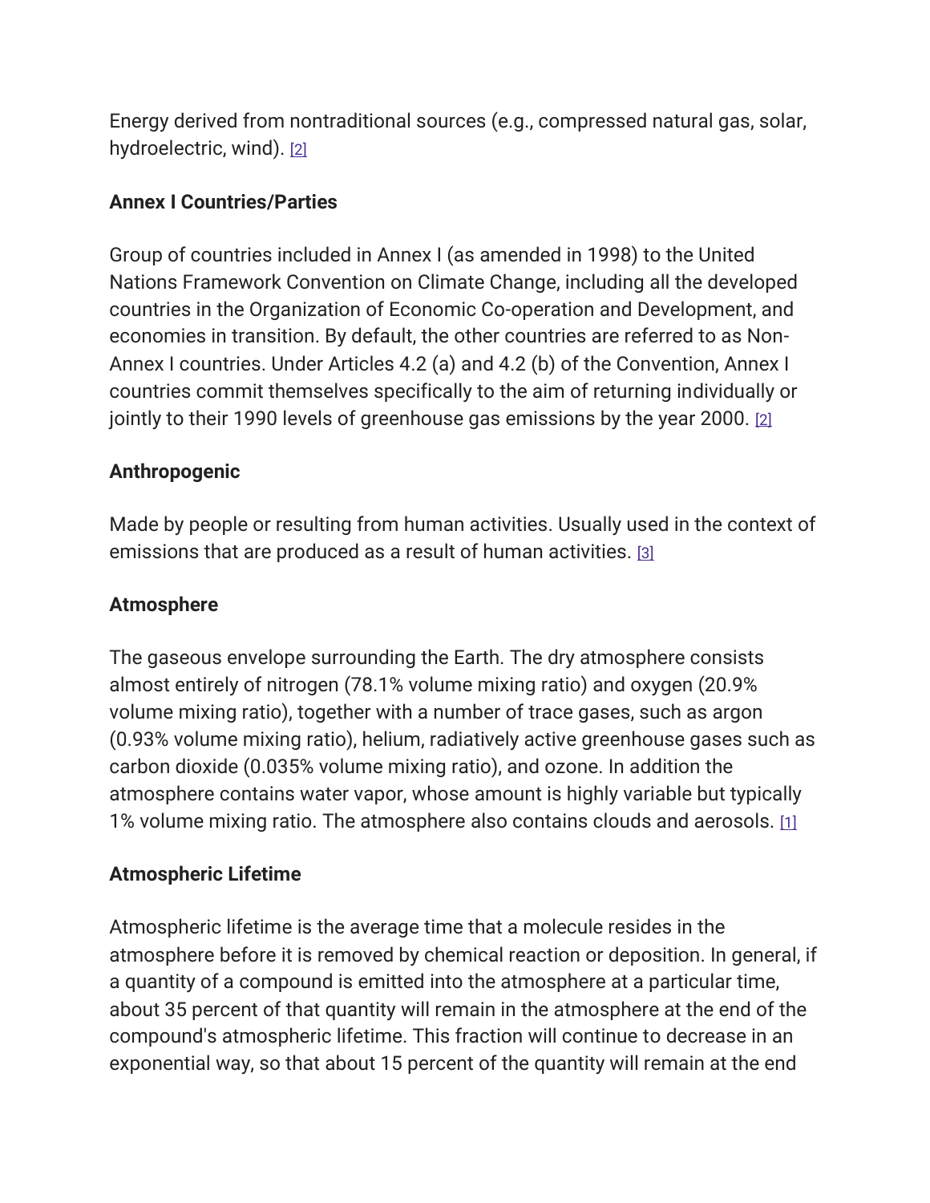Energy derived from nontraditional sources (e.g., compressed natural gas, solar, hydroelectric, wind). [2]

**Annex I Countries/Parties**

Group of countries included in Annex I (as amended in 1998) to the United Nations Framework Convention on Climate Change, including all the developed countries in the Organization of Economic Co-operation and Development, and economies in transition. By default, the other countries are referred to as Non-Annex I countries. Under Articles 4.2 (a) and 4.2 (b) of the Convention, Annex I countries commit themselves specifically to the aim of returning individually or jointly to their 1990 levels of greenhouse gas emissions by the year 2000. [2]

**Anthropogenic**

Made by people or resulting from human activities. Usually used in the context of emissions that are produced as a result of human activities. [3]

**Atmosphere**

The gaseous envelope surrounding the Earth. The dry atmosphere consists almost entirely of nitrogen (78.1% volume mixing ratio) and oxygen (20.9% volume mixing ratio), together with a number of trace gases, such as argon (0.93% volume mixing ratio), helium, radiatively active greenhouse gases such as carbon dioxide (0.035% volume mixing ratio), and ozone. In addition the atmosphere contains water vapor, whose amount is highly variable but typically 1% volume mixing ratio. The atmosphere also contains clouds and aerosols. [1]

**Atmospheric Lifetime**

Atmospheric lifetime is the average time that a molecule resides in the atmosphere before it is removed by chemical reaction or deposition. In general, if a quantity of a compound is emitted into the atmosphere at a particular time, about 35 percent of that quantity will remain in the atmosphere at the end of the compound's atmospheric lifetime. This fraction will continue to decrease in an exponential way, so that about 15 percent of the quantity will remain at the end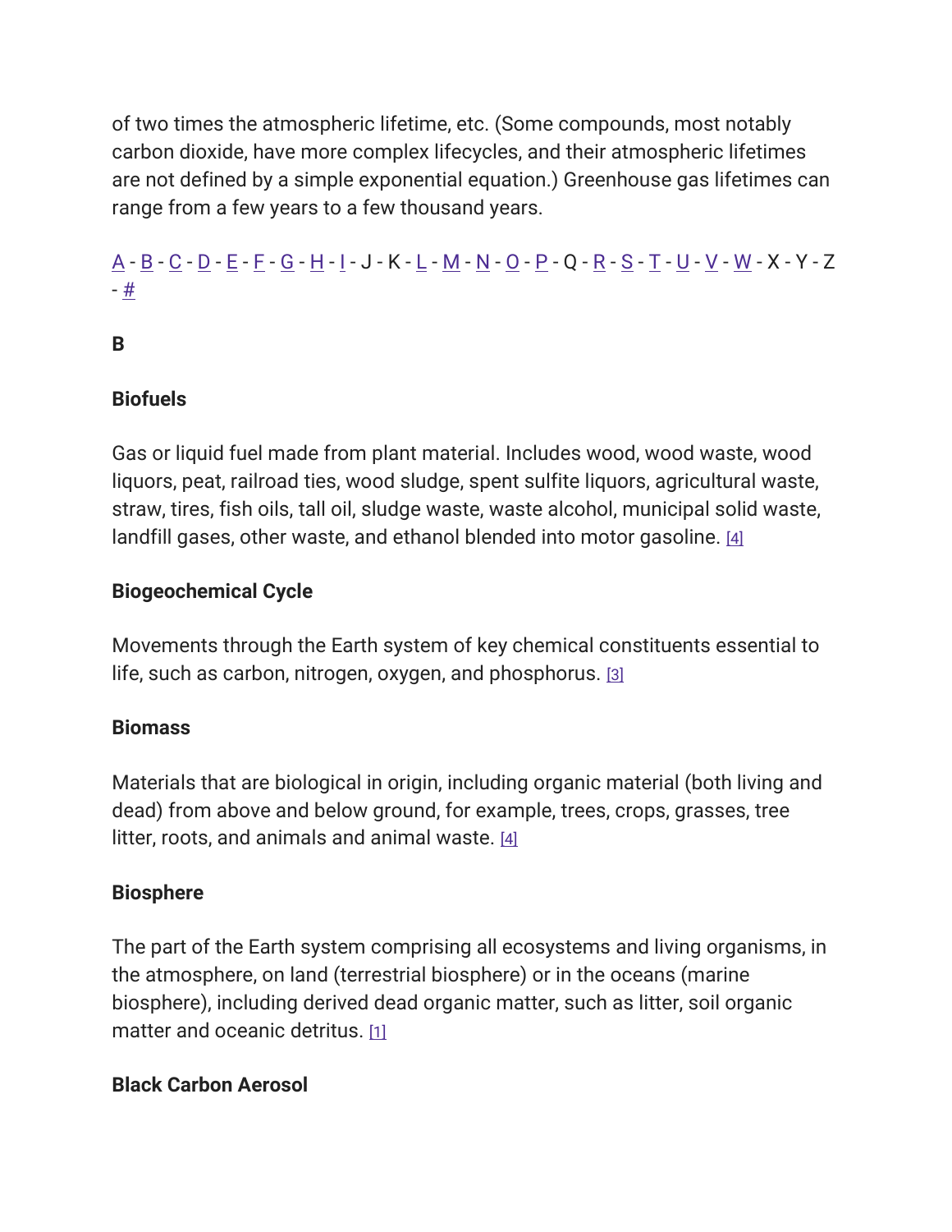of two times the atmospheric lifetime, etc. (Some compounds, most notably carbon dioxide, have more complex lifecycles, and their atmospheric lifetimes are not defined by a simple exponential equation.) Greenhouse gas lifetimes can range from a few years to a few thousand years.

A - B - C - D - E - F - G - H - I - J - K - L - M - N - O - P - Q - R - S - T - U - V - W - X - Y - Z - #

**B**

**Biofuels**

Gas or liquid fuel made from plant material. Includes wood, wood waste, wood liquors, peat, railroad ties, wood sludge, spent sulfite liquors, agricultural waste, straw, tires, fish oils, tall oil, sludge waste, waste alcohol, municipal solid waste, landfill gases, other waste, and ethanol blended into motor gasoline. [4]

**Biogeochemical Cycle**

Movements through the Earth system of key chemical constituents essential to life, such as carbon, nitrogen, oxygen, and phosphorus. [3]

**Biomass**

Materials that are biological in origin, including organic material (both living and dead) from above and below ground, for example, trees, crops, grasses, tree litter, roots, and animals and animal waste. [4]

**Biosphere**

The part of the Earth system comprising all ecosystems and living organisms, in the atmosphere, on land (terrestrial biosphere) or in the oceans (marine biosphere), including derived dead organic matter, such as litter, soil organic matter and oceanic detritus. [1]

**Black Carbon Aerosol**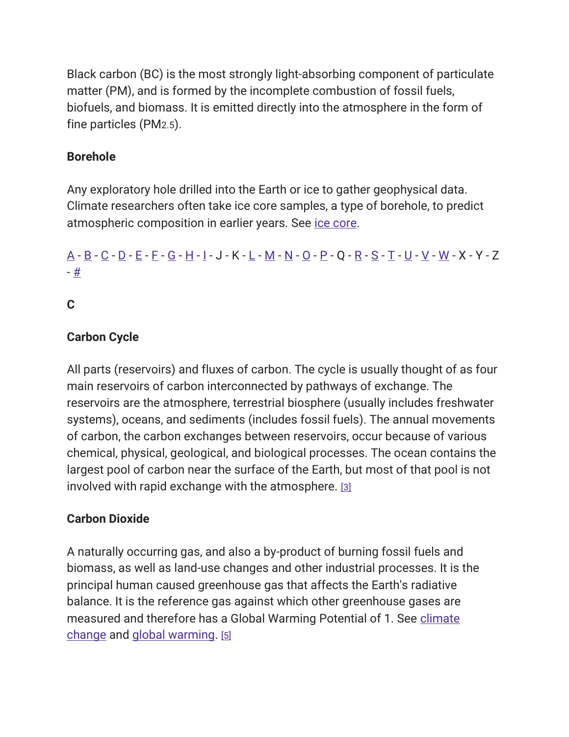Black carbon (BC) is the most strongly light-absorbing component of particulate matter (PM), and is formed by the incomplete combustion of fossil fuels, biofuels, and biomass. It is emitted directly into the atmosphere in the form of fine particles ($PM_{2.5}$).

**Borehole**

Any exploratory hole drilled into the Earth or ice to gather geophysical data. Climate researchers often take ice core samples, a type of borehole, to predict atmospheric composition in earlier years. See ice core.

A - B - C - D - E - F - G - H - I - J - K - L - M - N - O - P - Q - R - S - T - U - V - W - X - Y - Z - #

## C

**Carbon Cycle**

All parts (reservoirs) and fluxes of carbon. The cycle is usually thought of as four main reservoirs of carbon interconnected by pathways of exchange. The reservoirs are the atmosphere, terrestrial biosphere (usually includes freshwater systems), oceans, and sediments (includes fossil fuels). The annual movements of carbon, the carbon exchanges between reservoirs, occur because of various chemical, physical, geological, and biological processes. The ocean contains the largest pool of carbon near the surface of the Earth, but most of that pool is not involved with rapid exchange with the atmosphere. [3]

**Carbon Dioxide**

A naturally occurring gas, and also a by-product of burning fossil fuels and biomass, as well as land-use changes and other industrial processes. It is the principal human caused greenhouse gas that affects the Earth's radiative balance. It is the reference gas against which other greenhouse gases are measured and therefore has a Global Warming Potential of 1. See climate change and global warming. [5]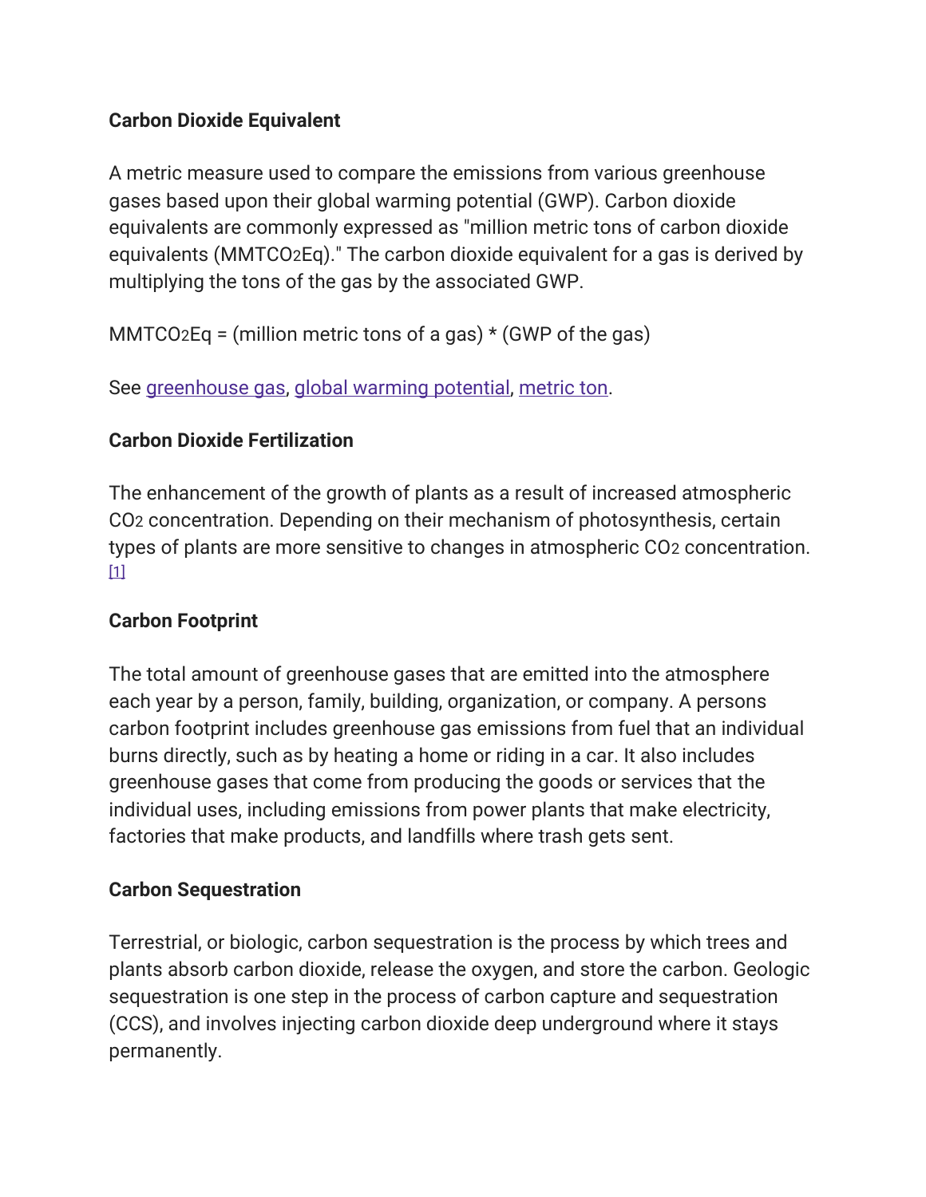**Carbon Dioxide Equivalent**

A metric measure used to compare the emissions from various greenhouse gases based upon their global warming potential (GWP). Carbon dioxide equivalents are commonly expressed as "million metric tons of carbon dioxide equivalents ($MMTCO_2Eq$)." The carbon dioxide equivalent for a gas is derived by multiplying the tons of the gas by the associated GWP.

$MMTCO_2Eq$ = (million metric tons of a gas) * (GWP of the gas)

See greenhouse gas, global warming potential, metric ton.

**Carbon Dioxide Fertilization**

The enhancement of the growth of plants as a result of increased atmospheric $CO_2$ concentration. Depending on their mechanism of photosynthesis, certain types of plants are more sensitive to changes in atmospheric $CO_2$ concentration. [1]

**Carbon Footprint**

The total amount of greenhouse gases that are emitted into the atmosphere each year by a person, family, building, organization, or company. A persons carbon footprint includes greenhouse gas emissions from fuel that an individual burns directly, such as by heating a home or riding in a car. It also includes greenhouse gases that come from producing the goods or services that the individual uses, including emissions from power plants that make electricity, factories that make products, and landfills where trash gets sent.

**Carbon Sequestration**

Terrestrial, or biologic, carbon sequestration is the process by which trees and plants absorb carbon dioxide, release the oxygen, and store the carbon. Geologic sequestration is one step in the process of carbon capture and sequestration (CCS), and involves injecting carbon dioxide deep underground where it stays permanently.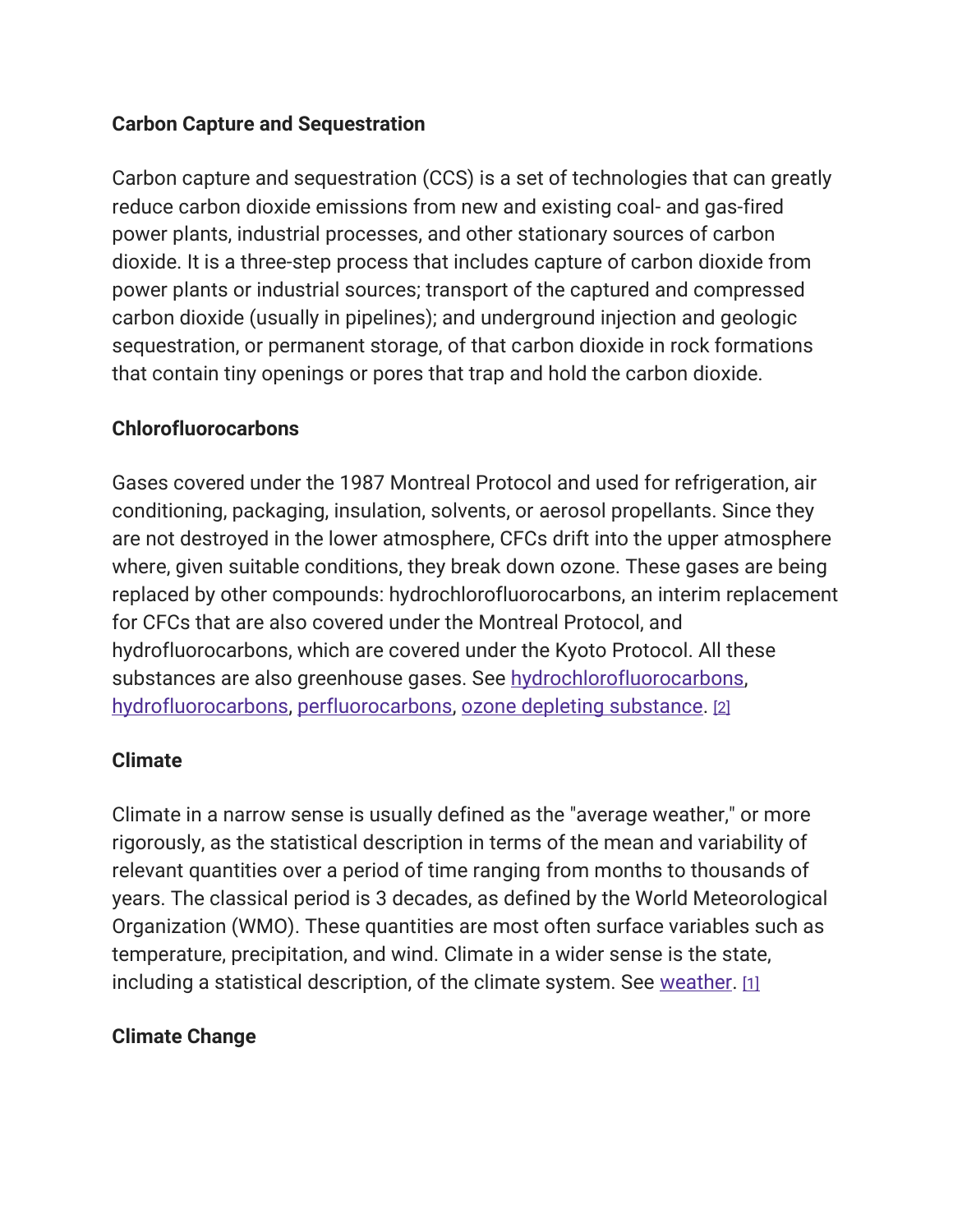**Carbon Capture and Sequestration**

Carbon capture and sequestration (CCS) is a set of technologies that can greatly reduce carbon dioxide emissions from new and existing coal- and gas-fired power plants, industrial processes, and other stationary sources of carbon dioxide. It is a three-step process that includes capture of carbon dioxide from power plants or industrial sources; transport of the captured and compressed carbon dioxide (usually in pipelines); and underground injection and geologic sequestration, or permanent storage, of that carbon dioxide in rock formations that contain tiny openings or pores that trap and hold the carbon dioxide.

**Chlorofluorocarbons**

Gases covered under the 1987 Montreal Protocol and used for refrigeration, air conditioning, packaging, insulation, solvents, or aerosol propellants. Since they are not destroyed in the lower atmosphere, CFCs drift into the upper atmosphere where, given suitable conditions, they break down ozone. These gases are being replaced by other compounds: hydrochlorofluorocarbons, an interim replacement for CFCs that are also covered under the Montreal Protocol, and hydrofluorocarbons, which are covered under the Kyoto Protocol. All these substances are also greenhouse gases. See hydrochlorofluorocarbons, hydrofluorocarbons, perfluorocarbons, ozone depleting substance. [2]

**Climate**

Climate in a narrow sense is usually defined as the "average weather," or more rigorously, as the statistical description in terms of the mean and variability of relevant quantities over a period of time ranging from months to thousands of years. The classical period is 3 decades, as defined by the World Meteorological Organization (WMO). These quantities are most often surface variables such as temperature, precipitation, and wind. Climate in a wider sense is the state, including a statistical description, of the climate system. See weather. [1]

**Climate Change**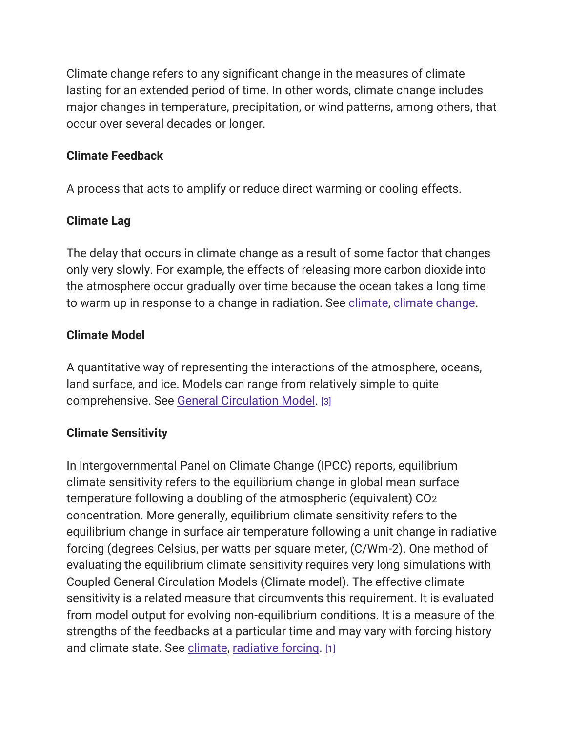Climate change refers to any significant change in the measures of climate lasting for an extended period of time. In other words, climate change includes major changes in temperature, precipitation, or wind patterns, among others, that occur over several decades or longer.

**Climate Feedback**

A process that acts to amplify or reduce direct warming or cooling effects.

**Climate Lag**

The delay that occurs in climate change as a result of some factor that changes only very slowly. For example, the effects of releasing more carbon dioxide into the atmosphere occur gradually over time because the ocean takes a long time to warm up in response to a change in radiation. See climate, climate change.

**Climate Model**

A quantitative way of representing the interactions of the atmosphere, oceans, land surface, and ice. Models can range from relatively simple to quite comprehensive. See General Circulation Model. [3]

**Climate Sensitivity**

In Intergovernmental Panel on Climate Change (IPCC) reports, equilibrium climate sensitivity refers to the equilibrium change in global mean surface temperature following a doubling of the atmospheric (equivalent) $CO_2$ concentration. More generally, equilibrium climate sensitivity refers to the equilibrium change in surface air temperature following a unit change in radiative forcing (degrees Celsius, per watts per square meter, (C/Wm-2). One method of evaluating the equilibrium climate sensitivity requires very long simulations with Coupled General Circulation Models (Climate model). The effective climate sensitivity is a related measure that circumvents this requirement. It is evaluated from model output for evolving non-equilibrium conditions. It is a measure of the strengths of the feedbacks at a particular time and may vary with forcing history and climate state. See climate, radiative forcing. [1]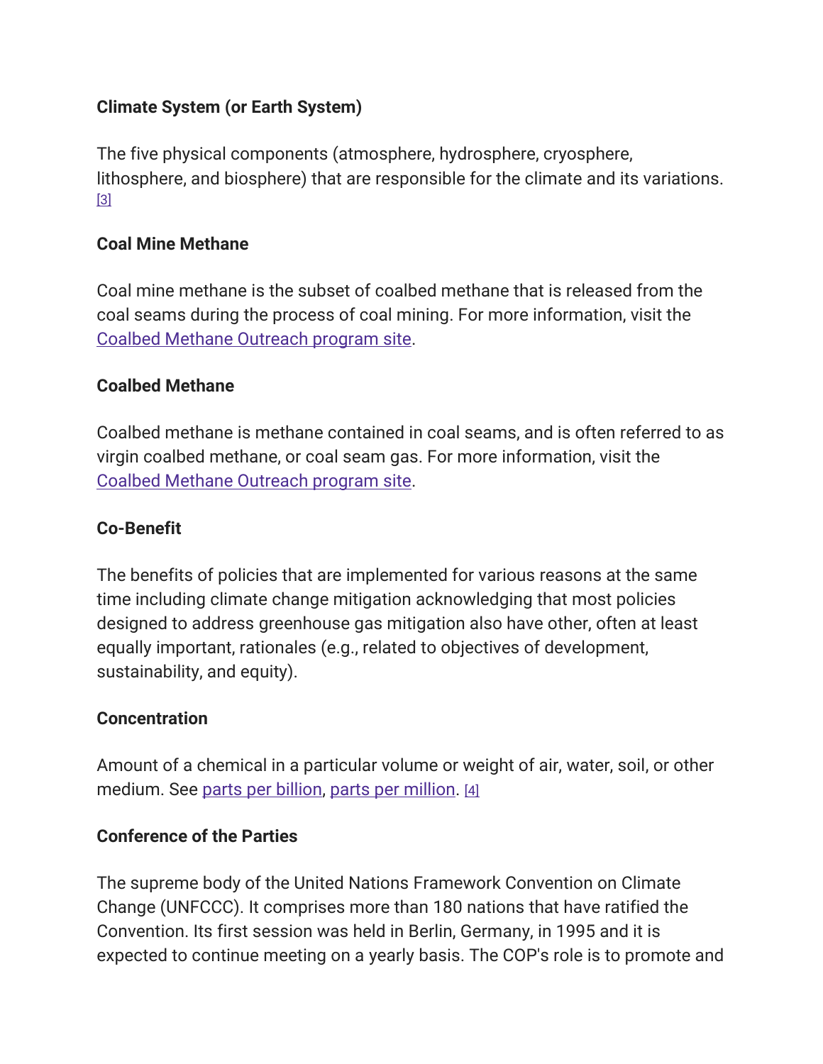**Climate System (or Earth System)**

The five physical components (atmosphere, hydrosphere, cryosphere, lithosphere, and biosphere) that are responsible for the climate and its variations. [3]

**Coal Mine Methane**

Coal mine methane is the subset of coalbed methane that is released from the coal seams during the process of coal mining. For more information, visit the Coalbed Methane Outreach program site.

**Coalbed Methane**

Coalbed methane is methane contained in coal seams, and is often referred to as virgin coalbed methane, or coal seam gas. For more information, visit the Coalbed Methane Outreach program site.

**Co-Benefit**

The benefits of policies that are implemented for various reasons at the same time including climate change mitigation acknowledging that most policies designed to address greenhouse gas mitigation also have other, often at least equally important, rationales (e.g., related to objectives of development, sustainability, and equity).

**Concentration**

Amount of a chemical in a particular volume or weight of air, water, soil, or other medium. See parts per billion, parts per million. [4]

**Conference of the Parties**

The supreme body of the United Nations Framework Convention on Climate Change (UNFCCC). It comprises more than 180 nations that have ratified the Convention. Its first session was held in Berlin, Germany, in 1995 and it is expected to continue meeting on a yearly basis. The COP's role is to promote and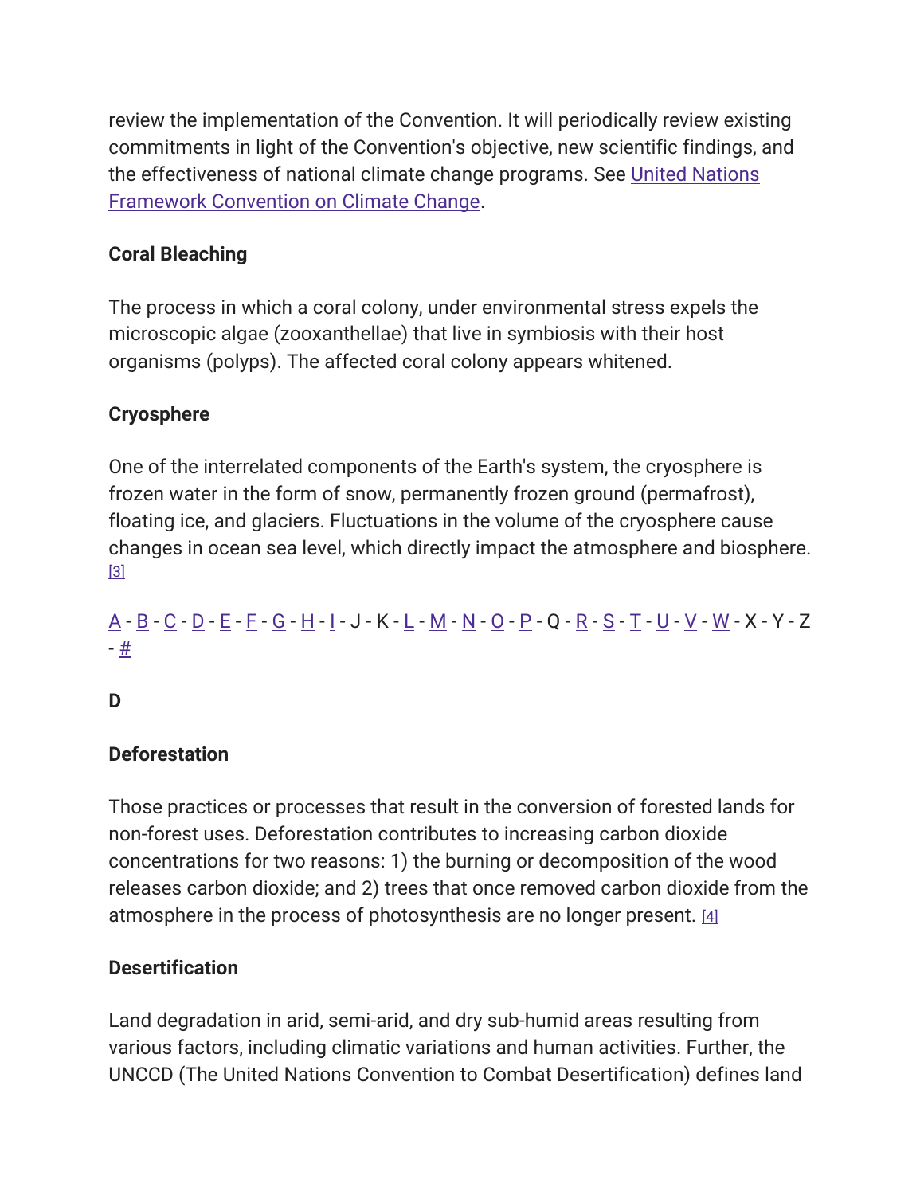review the implementation of the Convention. It will periodically review existing commitments in light of the Convention's objective, new scientific findings, and the effectiveness of national climate change programs. See United Nations Framework Convention on Climate Change.

**Coral Bleaching**

The process in which a coral colony, under environmental stress expels the microscopic algae (zooxanthellae) that live in symbiosis with their host organisms (polyps). The affected coral colony appears whitened.

**Cryosphere**

One of the interrelated components of the Earth's system, the cryosphere is frozen water in the form of snow, permanently frozen ground (permafrost), floating ice, and glaciers. Fluctuations in the volume of the cryosphere cause changes in ocean sea level, which directly impact the atmosphere and biosphere. [3]

A - B - C - D - E - F - G - H - I - J - K - L - M - N - O - P - Q - R - S - T - U - V - W - X - Y - Z - #

## D

**Deforestation**

Those practices or processes that result in the conversion of forested lands for non-forest uses. Deforestation contributes to increasing carbon dioxide concentrations for two reasons: 1) the burning or decomposition of the wood releases carbon dioxide; and 2) trees that once removed carbon dioxide from the atmosphere in the process of photosynthesis are no longer present. [4]

**Desertification**

Land degradation in arid, semi-arid, and dry sub-humid areas resulting from various factors, including climatic variations and human activities. Further, the UNCCD (The United Nations Convention to Combat Desertification) defines land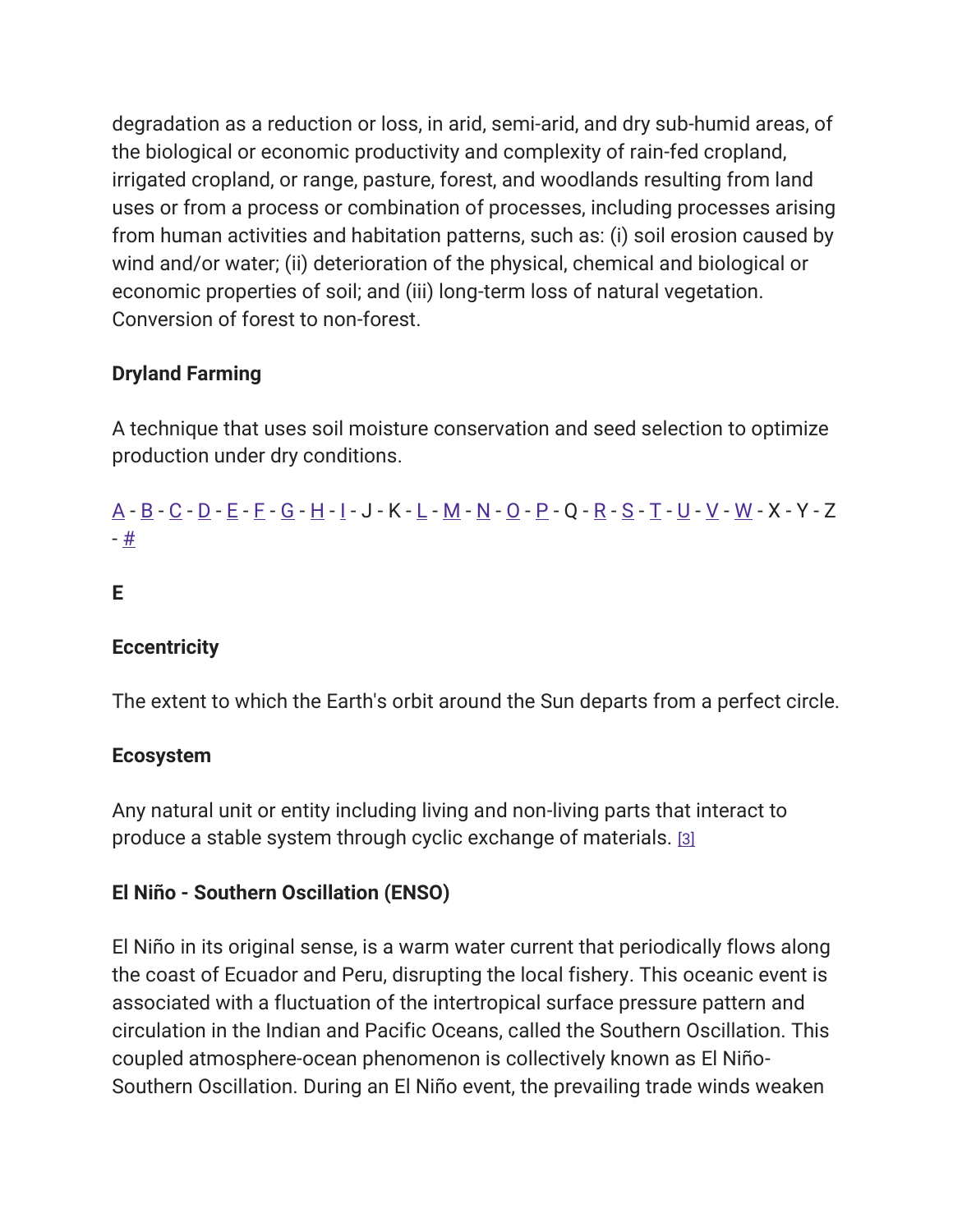degradation as a reduction or loss, in arid, semi-arid, and dry sub-humid areas, of the biological or economic productivity and complexity of rain-fed cropland, irrigated cropland, or range, pasture, forest, and woodlands resulting from land uses or from a process or combination of processes, including processes arising from human activities and habitation patterns, such as: (i) soil erosion caused by wind and/or water; (ii) deterioration of the physical, chemical and biological or economic properties of soil; and (iii) long-term loss of natural vegetation. Conversion of forest to non-forest.

**Dryland Farming**

A technique that uses soil moisture conservation and seed selection to optimize production under dry conditions.

A - B - C - D - E - F - G - H - I - J - K - L - M - N - O - P - Q - R - S - T - U - V - W - X - Y - Z - #

## E

**Eccentricity**

The extent to which the Earth's orbit around the Sun departs from a perfect circle.

**Ecosystem**

Any natural unit or entity including living and non-living parts that interact to produce a stable system through cyclic exchange of materials. [3]

**El Niño - Southern Oscillation (ENSO)**

El Niño in its original sense, is a warm water current that periodically flows along the coast of Ecuador and Peru, disrupting the local fishery. This oceanic event is associated with a fluctuation of the intertropical surface pressure pattern and circulation in the Indian and Pacific Oceans, called the Southern Oscillation. This coupled atmosphere-ocean phenomenon is collectively known as El Niño-Southern Oscillation. During an El Niño event, the prevailing trade winds weaken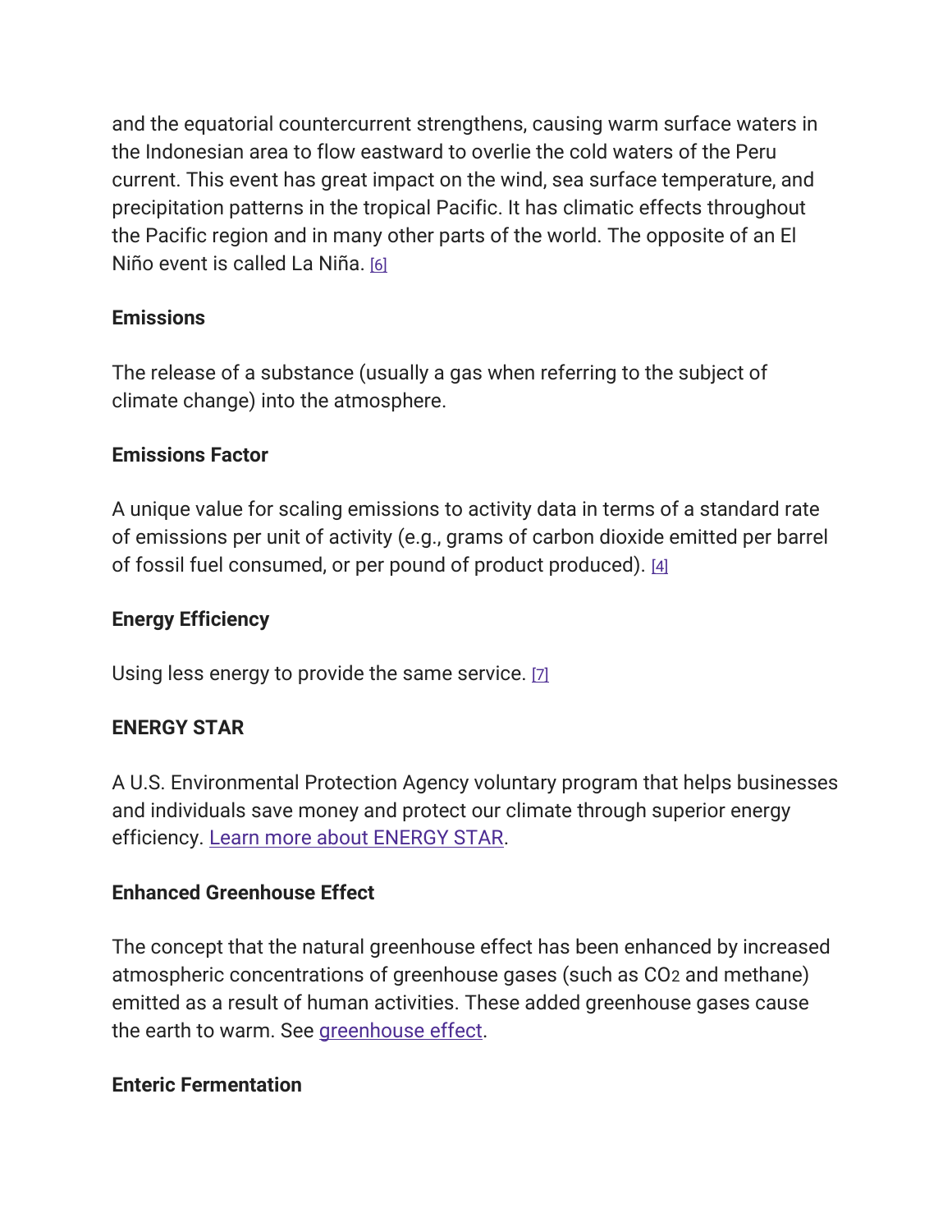and the equatorial countercurrent strengthens, causing warm surface waters in the Indonesian area to flow eastward to overlie the cold waters of the Peru current. This event has great impact on the wind, sea surface temperature, and precipitation patterns in the tropical Pacific. It has climatic effects throughout the Pacific region and in many other parts of the world. The opposite of an El Niño event is called La Niña. [6]

**Emissions**

The release of a substance (usually a gas when referring to the subject of climate change) into the atmosphere.

**Emissions Factor**

A unique value for scaling emissions to activity data in terms of a standard rate of emissions per unit of activity (e.g., grams of carbon dioxide emitted per barrel of fossil fuel consumed, or per pound of product produced). [4]

**Energy Efficiency**

Using less energy to provide the same service. [7]

**ENERGY STAR**

A U.S. Environmental Protection Agency voluntary program that helps businesses and individuals save money and protect our climate through superior energy efficiency. Learn more about ENERGY STAR.

**Enhanced Greenhouse Effect**

The concept that the natural greenhouse effect has been enhanced by increased atmospheric concentrations of greenhouse gases (such as $CO_2$ and methane) emitted as a result of human activities. These added greenhouse gases cause the earth to warm. See greenhouse effect.

**Enteric Fermentation**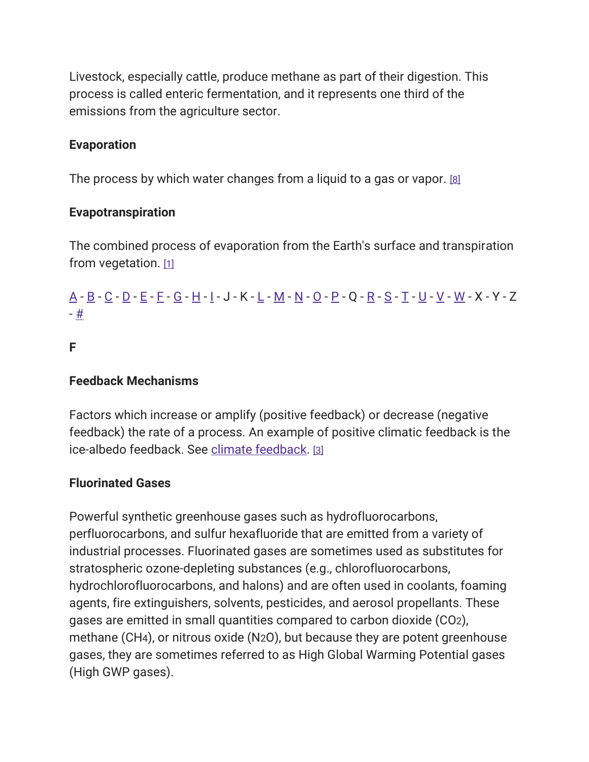Livestock, especially cattle, produce methane as part of their digestion. This process is called enteric fermentation, and it represents one third of the emissions from the agriculture sector.

**Evaporation**

The process by which water changes from a liquid to a gas or vapor. [8]

**Evapotranspiration**

The combined process of evaporation from the Earth's surface and transpiration from vegetation. [1]

A - B - C - D - E - F - G - H - I - J - K - L - M - N - O - P - Q - R - S - T - U - V - W - X - Y - Z - #

**F**

**Feedback Mechanisms**

Factors which increase or amplify (positive feedback) or decrease (negative feedback) the rate of a process. An example of positive climatic feedback is the ice-albedo feedback. See climate feedback. [3]

**Fluorinated Gases**

Powerful synthetic greenhouse gases such as hydrofluorocarbons, perfluorocarbons, and sulfur hexafluoride that are emitted from a variety of industrial processes. Fluorinated gases are sometimes used as substitutes for stratospheric ozone-depleting substances (e.g., chlorofluorocarbons, hydrochlorofluorocarbons, and halons) and are often used in coolants, foaming agents, fire extinguishers, solvents, pesticides, and aerosol propellants. These gases are emitted in small quantities compared to carbon dioxide ($CO_2$), methane ($CH_4$), or nitrous oxide ($N_2O$), but because they are potent greenhouse gases, they are sometimes referred to as High Global Warming Potential gases (High GWP gases).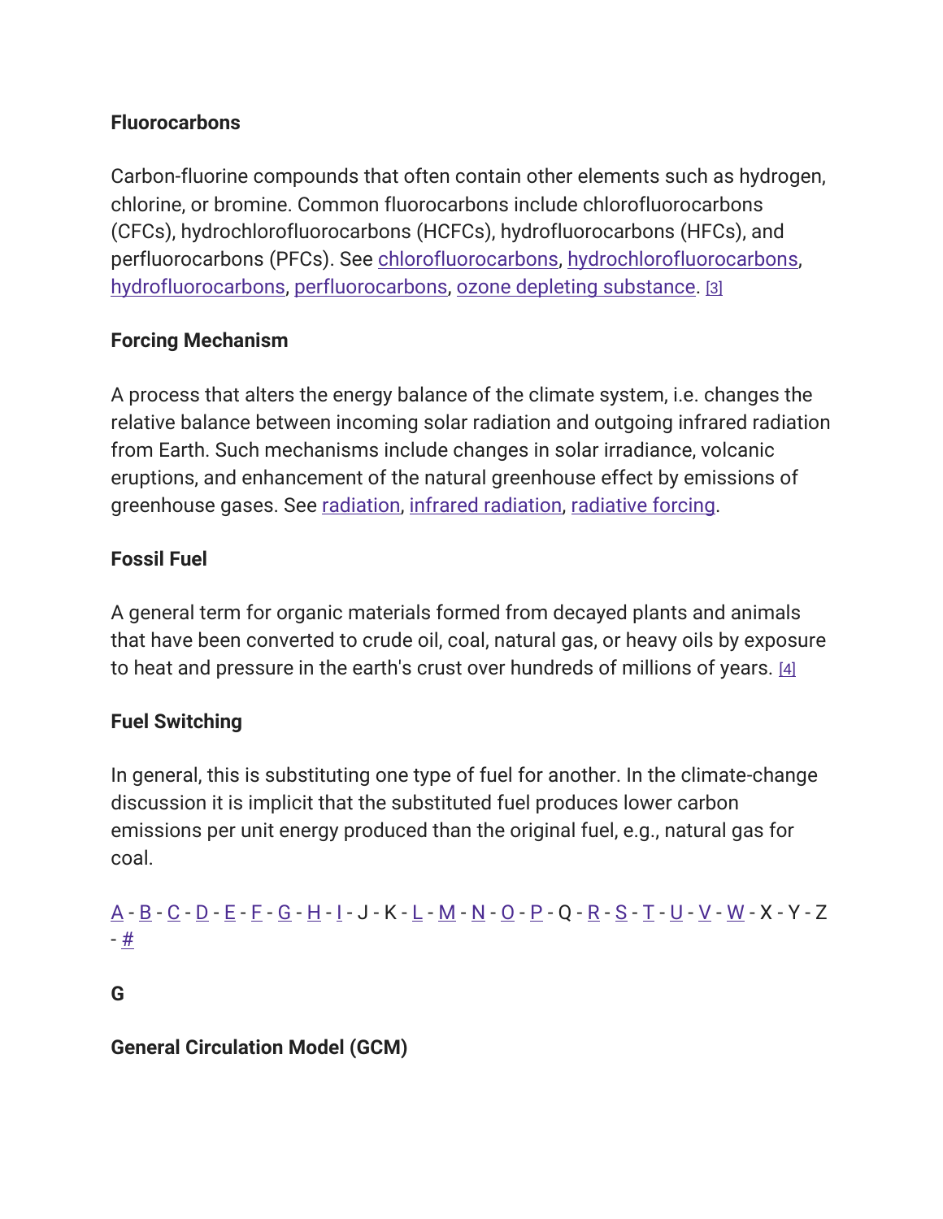**Fluorocarbons**

Carbon-fluorine compounds that often contain other elements such as hydrogen, chlorine, or bromine. Common fluorocarbons include chlorofluorocarbons (CFCs), hydrochlorofluorocarbons (HCFCs), hydrofluorocarbons (HFCs), and perfluorocarbons (PFCs). See chlorofluorocarbons, hydrochlorofluorocarbons, hydrofluorocarbons, perfluorocarbons, ozone depleting substance. [3]

**Forcing Mechanism**

A process that alters the energy balance of the climate system, i.e. changes the relative balance between incoming solar radiation and outgoing infrared radiation from Earth. Such mechanisms include changes in solar irradiance, volcanic eruptions, and enhancement of the natural greenhouse effect by emissions of greenhouse gases. See radiation, infrared radiation, radiative forcing.

**Fossil Fuel**

A general term for organic materials formed from decayed plants and animals that have been converted to crude oil, coal, natural gas, or heavy oils by exposure to heat and pressure in the earth's crust over hundreds of millions of years. [4]

**Fuel Switching**

In general, this is substituting one type of fuel for another. In the climate-change discussion it is implicit that the substituted fuel produces lower carbon emissions per unit energy produced than the original fuel, e.g., natural gas for coal.

A - B - C - D - E - F - G - H - I - J - K - L - M - N - O - P - Q - R - S - T - U - V - W - X - Y - Z - #

**G**

**General Circulation Model (GCM)**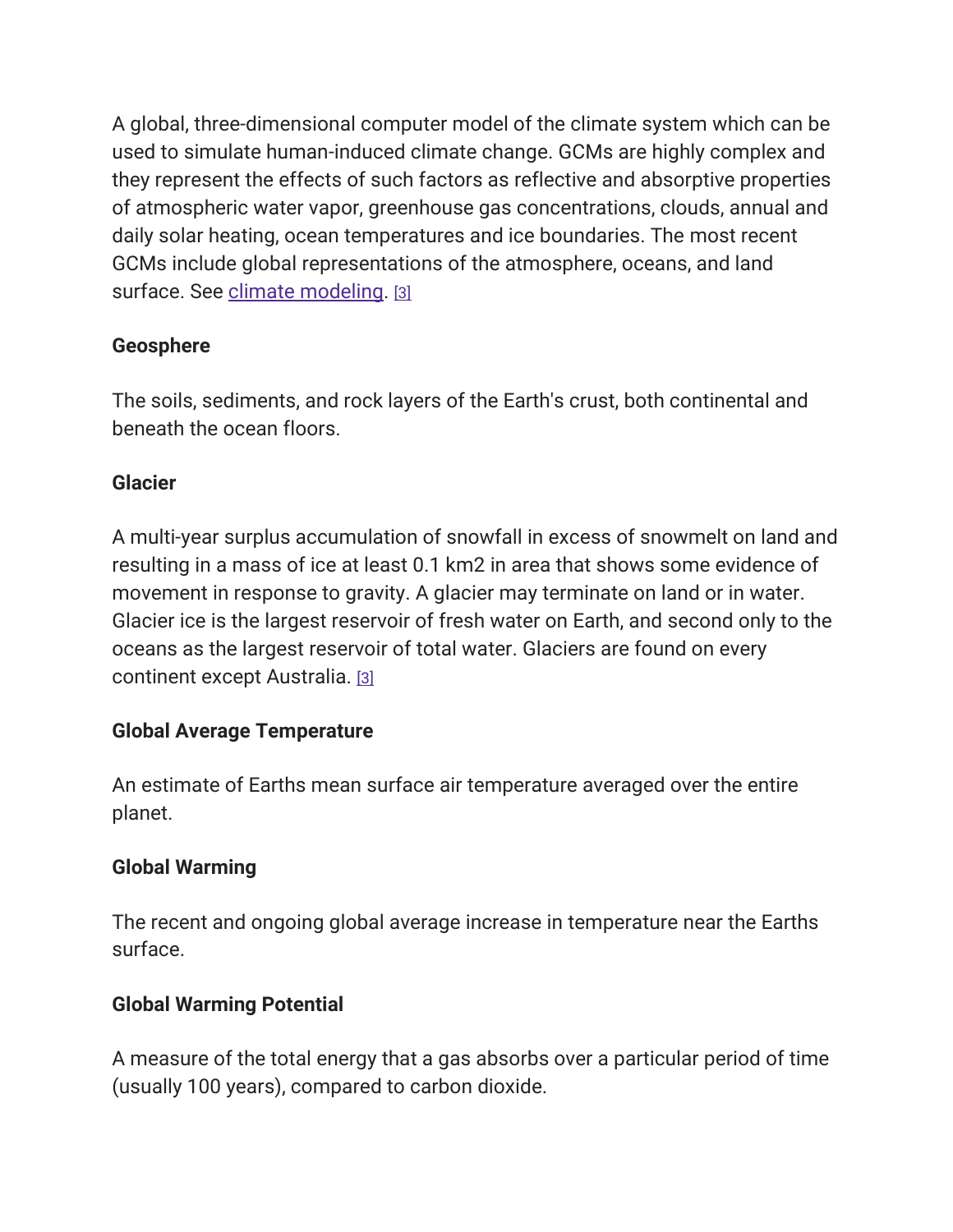A global, three-dimensional computer model of the climate system which can be used to simulate human-induced climate change. GCMs are highly complex and they represent the effects of such factors as reflective and absorptive properties of atmospheric water vapor, greenhouse gas concentrations, clouds, annual and daily solar heating, ocean temperatures and ice boundaries. The most recent GCMs include global representations of the atmosphere, oceans, and land surface. See climate modeling. [3]

**Geosphere**

The soils, sediments, and rock layers of the Earth's crust, both continental and beneath the ocean floors.

**Glacier**

A multi-year surplus accumulation of snowfall in excess of snowmelt on land and resulting in a mass of ice at least 0.1 km2 in area that shows some evidence of movement in response to gravity. A glacier may terminate on land or in water. Glacier ice is the largest reservoir of fresh water on Earth, and second only to the oceans as the largest reservoir of total water. Glaciers are found on every continent except Australia. [3]

**Global Average Temperature**

An estimate of Earths mean surface air temperature averaged over the entire planet.

**Global Warming**

The recent and ongoing global average increase in temperature near the Earths surface.

**Global Warming Potential**

A measure of the total energy that a gas absorbs over a particular period of time (usually 100 years), compared to carbon dioxide.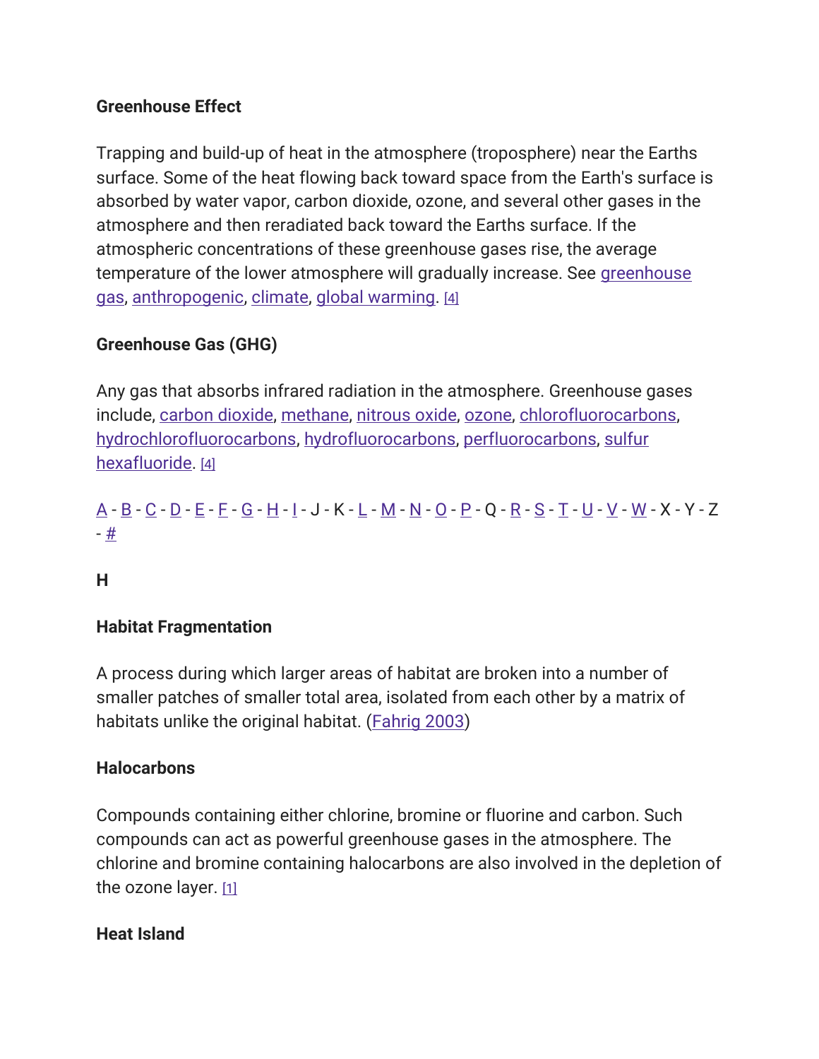**Greenhouse Effect**

Trapping and build-up of heat in the atmosphere (troposphere) near the Earths surface. Some of the heat flowing back toward space from the Earth's surface is absorbed by water vapor, carbon dioxide, ozone, and several other gases in the atmosphere and then reradiated back toward the Earths surface. If the atmospheric concentrations of these greenhouse gases rise, the average temperature of the lower atmosphere will gradually increase. See greenhouse gas, anthropogenic, climate, global warming. [4]

**Greenhouse Gas (GHG)**

Any gas that absorbs infrared radiation in the atmosphere. Greenhouse gases include, carbon dioxide, methane, nitrous oxide, ozone, chlorofluorocarbons, hydrochlorofluorocarbons, hydrofluorocarbons, perfluorocarbons, sulfur hexafluoride. [4]

A - B - C - D - E - F - G - H - I - J - K - L - M - N - O - P - Q - R - S - T - U - V - W - X - Y - Z - #

**H**

**Habitat Fragmentation**

A process during which larger areas of habitat are broken into a number of smaller patches of smaller total area, isolated from each other by a matrix of habitats unlike the original habitat. (Fahrig 2003)

**Halocarbons**

Compounds containing either chlorine, bromine or fluorine and carbon. Such compounds can act as powerful greenhouse gases in the atmosphere. The chlorine and bromine containing halocarbons are also involved in the depletion of the ozone layer. [1]

**Heat Island**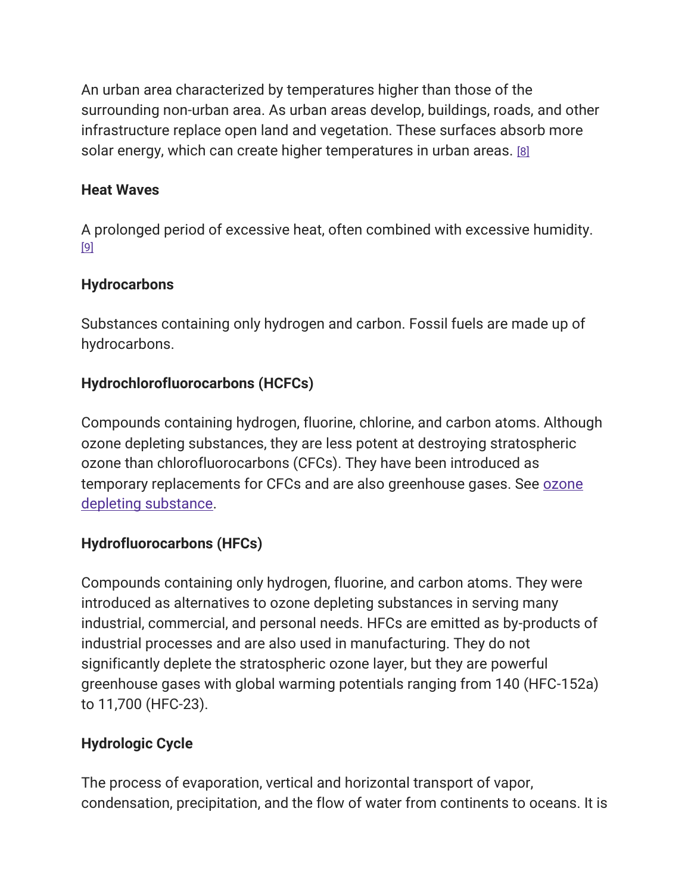An urban area characterized by temperatures higher than those of the surrounding non-urban area. As urban areas develop, buildings, roads, and other infrastructure replace open land and vegetation. These surfaces absorb more solar energy, which can create higher temperatures in urban areas. [8]

**Heat Waves**

A prolonged period of excessive heat, often combined with excessive humidity. [9]

**Hydrocarbons**

Substances containing only hydrogen and carbon. Fossil fuels are made up of hydrocarbons.

**Hydrochlorofluorocarbons (HCFCs)**

Compounds containing hydrogen, fluorine, chlorine, and carbon atoms. Although ozone depleting substances, they are less potent at destroying stratospheric ozone than chlorofluorocarbons (CFCs). They have been introduced as temporary replacements for CFCs and are also greenhouse gases. See ozone depleting substance.

**Hydrofluorocarbons (HFCs)**

Compounds containing only hydrogen, fluorine, and carbon atoms. They were introduced as alternatives to ozone depleting substances in serving many industrial, commercial, and personal needs. HFCs are emitted as by-products of industrial processes and are also used in manufacturing. They do not significantly deplete the stratospheric ozone layer, but they are powerful greenhouse gases with global warming potentials ranging from 140 (HFC-152a) to 11,700 (HFC-23).

**Hydrologic Cycle**

The process of evaporation, vertical and horizontal transport of vapor, condensation, precipitation, and the flow of water from continents to oceans. It is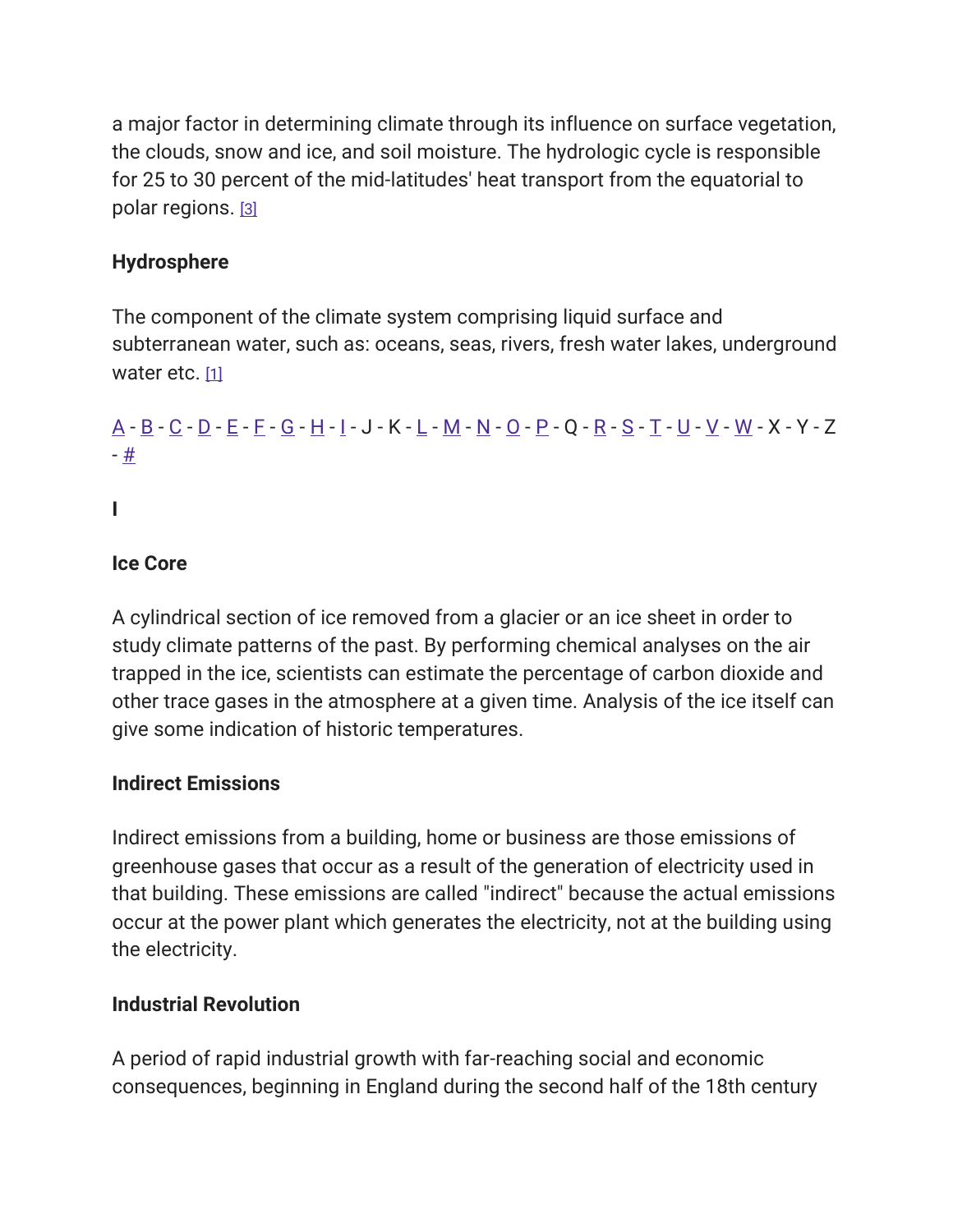a major factor in determining climate through its influence on surface vegetation, the clouds, snow and ice, and soil moisture. The hydrologic cycle is responsible for 25 to 30 percent of the mid-latitudes' heat transport from the equatorial to polar regions. [3]

**Hydrosphere**

The component of the climate system comprising liquid surface and subterranean water, such as: oceans, seas, rivers, fresh water lakes, underground water etc. [1]

A - B - C - D - E - F - G - H - I - J - K - L - M - N - O - P - Q - R - S - T - U - V - W - X - Y - Z - #

**I**

**Ice Core**

A cylindrical section of ice removed from a glacier or an ice sheet in order to study climate patterns of the past. By performing chemical analyses on the air trapped in the ice, scientists can estimate the percentage of carbon dioxide and other trace gases in the atmosphere at a given time. Analysis of the ice itself can give some indication of historic temperatures.

**Indirect Emissions**

Indirect emissions from a building, home or business are those emissions of greenhouse gases that occur as a result of the generation of electricity used in that building. These emissions are called "indirect" because the actual emissions occur at the power plant which generates the electricity, not at the building using the electricity.

**Industrial Revolution**

A period of rapid industrial growth with far-reaching social and economic consequences, beginning in England during the second half of the 18th century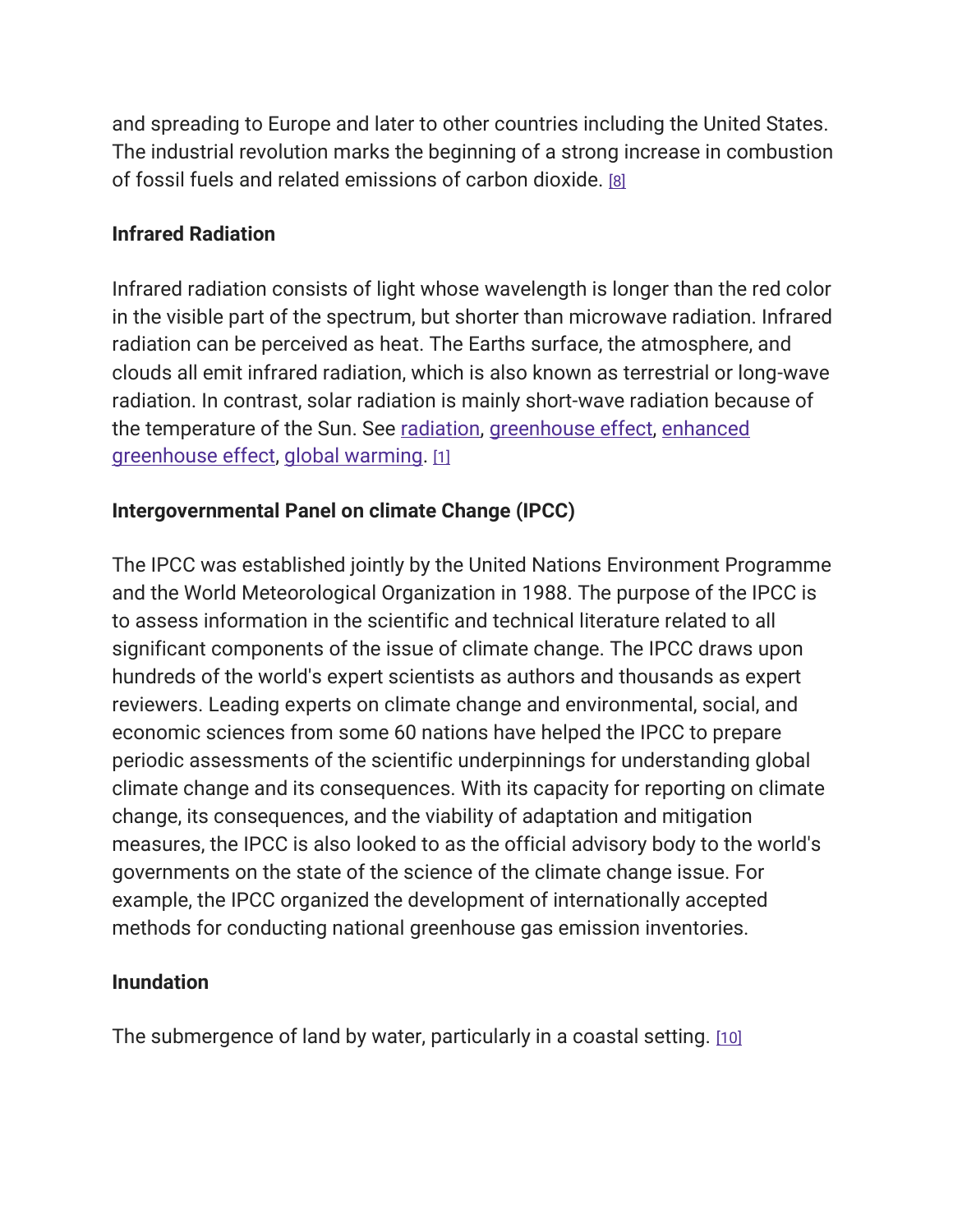and spreading to Europe and later to other countries including the United States. The industrial revolution marks the beginning of a strong increase in combustion of fossil fuels and related emissions of carbon dioxide. [8]

**Infrared Radiation**

Infrared radiation consists of light whose wavelength is longer than the red color in the visible part of the spectrum, but shorter than microwave radiation. Infrared radiation can be perceived as heat. The Earths surface, the atmosphere, and clouds all emit infrared radiation, which is also known as terrestrial or long-wave radiation. In contrast, solar radiation is mainly short-wave radiation because of the temperature of the Sun. See radiation, greenhouse effect, enhanced greenhouse effect, global warming. [1]

**Intergovernmental Panel on climate Change (IPCC)**

The IPCC was established jointly by the United Nations Environment Programme and the World Meteorological Organization in 1988. The purpose of the IPCC is to assess information in the scientific and technical literature related to all significant components of the issue of climate change. The IPCC draws upon hundreds of the world's expert scientists as authors and thousands as expert reviewers. Leading experts on climate change and environmental, social, and economic sciences from some 60 nations have helped the IPCC to prepare periodic assessments of the scientific underpinnings for understanding global climate change and its consequences. With its capacity for reporting on climate change, its consequences, and the viability of adaptation and mitigation measures, the IPCC is also looked to as the official advisory body to the world's governments on the state of the science of the climate change issue. For example, the IPCC organized the development of internationally accepted methods for conducting national greenhouse gas emission inventories.

**Inundation**

The submergence of land by water, particularly in a coastal setting. [10]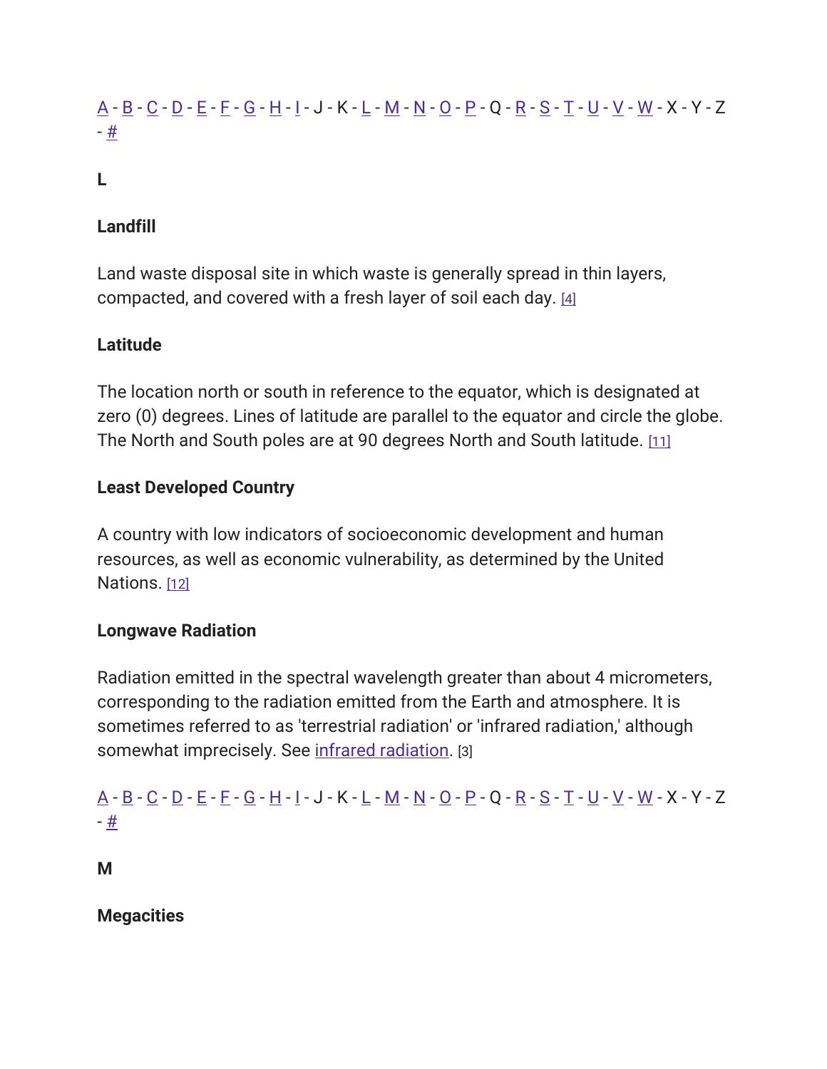A - B - C - D - E - F - G - H - I - J - K - L - M - N - O - P - Q - R - S - T - U - V - W - X - Y - Z - #

## L

### Landfill

Land waste disposal site in which waste is generally spread in thin layers, compacted, and covered with a fresh layer of soil each day. [4]

### Latitude

The location north or south in reference to the equator, which is designated at zero (0) degrees. Lines of latitude are parallel to the equator and circle the globe. The North and South poles are at 90 degrees North and South latitude. [11]

### Least Developed Country

A country with low indicators of socioeconomic development and human resources, as well as economic vulnerability, as determined by the United Nations. [12]

### Longwave Radiation

Radiation emitted in the spectral wavelength greater than about 4 micrometers, corresponding to the radiation emitted from the Earth and atmosphere. It is sometimes referred to as 'terrestrial radiation' or 'infrared radiation,' although somewhat imprecisely. See infrared radiation. [3]

A - B - C - D - E - F - G - H - I - J - K - L - M - N - O - P - Q - R - S - T - U - V - W - X - Y - Z - #

## M

### Megacities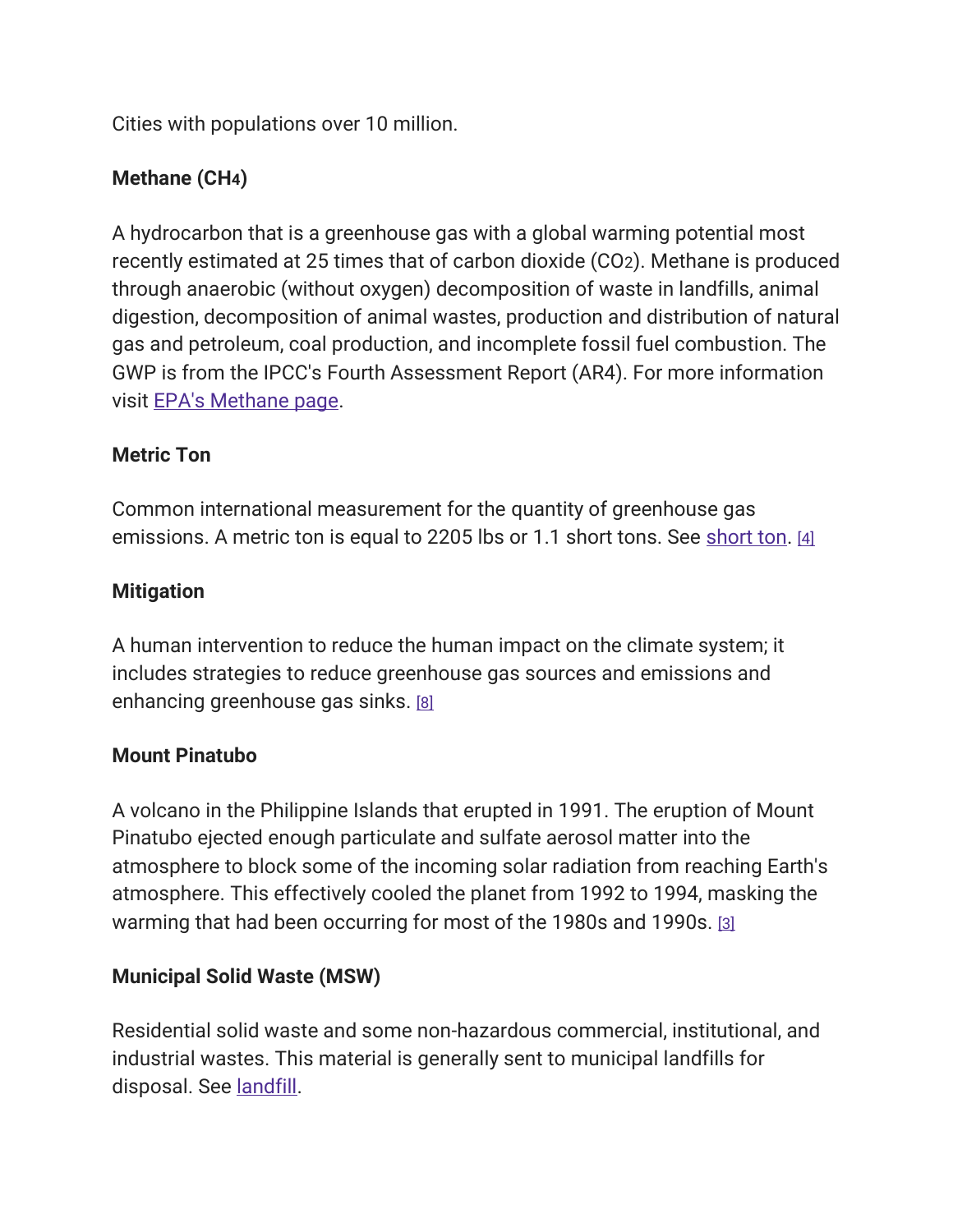Cities with populations over 10 million.

**Methane ($CH_4$)**

A hydrocarbon that is a greenhouse gas with a global warming potential most recently estimated at 25 times that of carbon dioxide ($CO_2$). Methane is produced through anaerobic (without oxygen) decomposition of waste in landfills, animal digestion, decomposition of animal wastes, production and distribution of natural gas and petroleum, coal production, and incomplete fossil fuel combustion. The GWP is from the IPCC's Fourth Assessment Report (AR4). For more information visit EPA's Methane page.

**Metric Ton**

Common international measurement for the quantity of greenhouse gas emissions. A metric ton is equal to 2205 lbs or 1.1 short tons. See short ton. [4]

**Mitigation**

A human intervention to reduce the human impact on the climate system; it includes strategies to reduce greenhouse gas sources and emissions and enhancing greenhouse gas sinks. [8]

**Mount Pinatubo**

A volcano in the Philippine Islands that erupted in 1991. The eruption of Mount Pinatubo ejected enough particulate and sulfate aerosol matter into the atmosphere to block some of the incoming solar radiation from reaching Earth's atmosphere. This effectively cooled the planet from 1992 to 1994, masking the warming that had been occurring for most of the 1980s and 1990s. [3]

**Municipal Solid Waste (MSW)**

Residential solid waste and some non-hazardous commercial, institutional, and industrial wastes. This material is generally sent to municipal landfills for disposal. See landfill.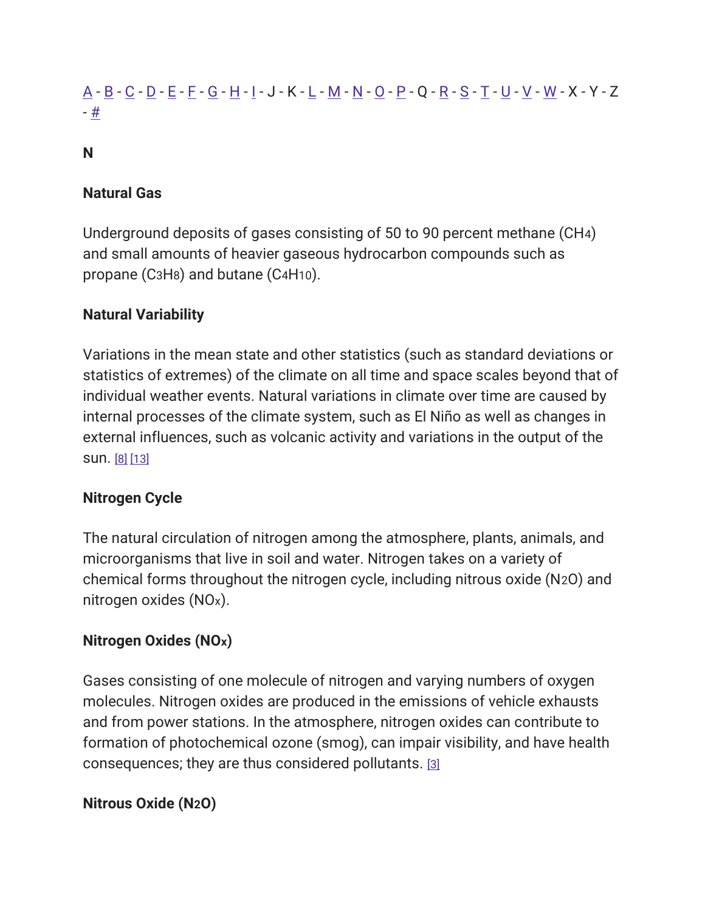A - B - C - D - E - F - G - H - I - J - K - L - M - N - O - P - Q - R - S - T - U - V - W - X - Y - Z - #

## N

### Natural Gas

Underground deposits of gases consisting of 50 to 90 percent methane ($CH_4$) and small amounts of heavier gaseous hydrocarbon compounds such as propane ($C_3H_8$) and butane ($C_4H_{10}$).

### Natural Variability

Variations in the mean state and other statistics (such as standard deviations or statistics of extremes) of the climate on all time and space scales beyond that of individual weather events. Natural variations in climate over time are caused by internal processes of the climate system, such as El Niño as well as changes in external influences, such as volcanic activity and variations in the output of the sun. [8] [13]

### Nitrogen Cycle

The natural circulation of nitrogen among the atmosphere, plants, animals, and microorganisms that live in soil and water. Nitrogen takes on a variety of chemical forms throughout the nitrogen cycle, including nitrous oxide ($N_2O$) and nitrogen oxides ($NO_x$).

### Nitrogen Oxides ($NO_x$)

Gases consisting of one molecule of nitrogen and varying numbers of oxygen molecules. Nitrogen oxides are produced in the emissions of vehicle exhausts and from power stations. In the atmosphere, nitrogen oxides can contribute to formation of photochemical ozone (smog), can impair visibility, and have health consequences; they are thus considered pollutants. [3]

### Nitrous Oxide ($N_2O$)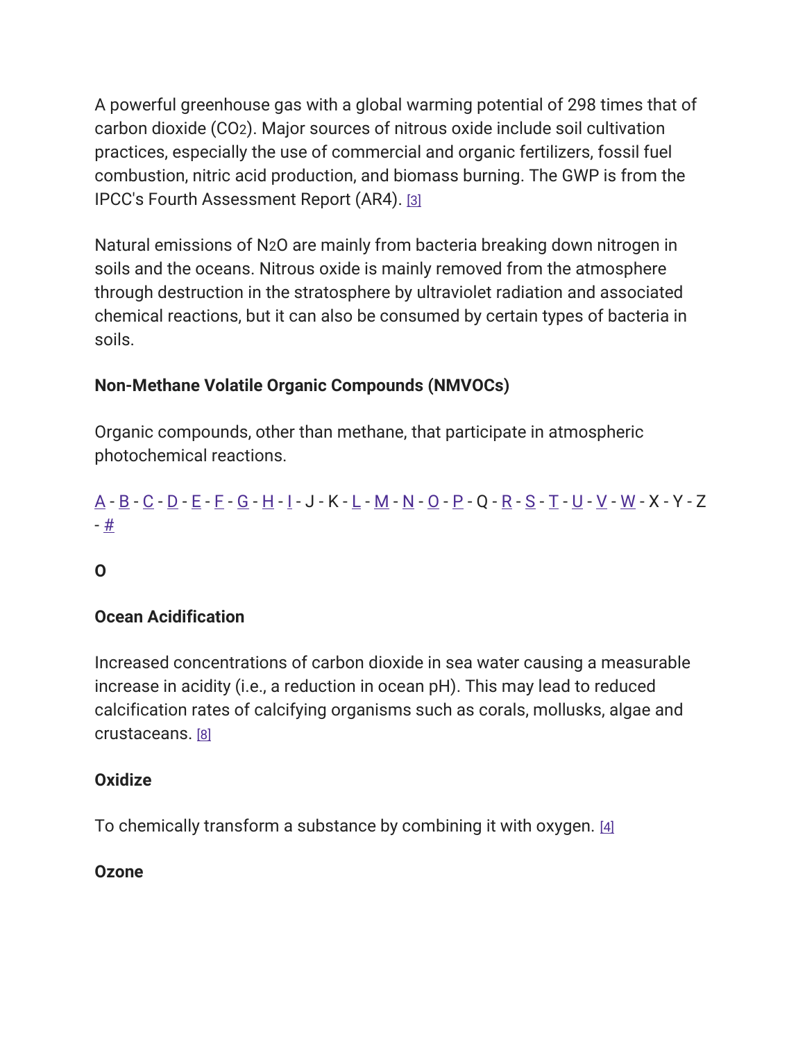A powerful greenhouse gas with a global warming potential of 298 times that of carbon dioxide ($CO_2$). Major sources of nitrous oxide include soil cultivation practices, especially the use of commercial and organic fertilizers, fossil fuel combustion, nitric acid production, and biomass burning. The GWP is from the IPCC's Fourth Assessment Report (AR4). [3]

Natural emissions of $N_2O$ are mainly from bacteria breaking down nitrogen in soils and the oceans. Nitrous oxide is mainly removed from the atmosphere through destruction in the stratosphere by ultraviolet radiation and associated chemical reactions, but it can also be consumed by certain types of bacteria in soils.

**Non-Methane Volatile Organic Compounds (NMVOCs)**

Organic compounds, other than methane, that participate in atmospheric photochemical reactions.

A - B - C - D - E - F - G - H - I - J - K - L - M - N - O - P - Q - R - S - T - U - V - W - X - Y - Z - #

**O**

**Ocean Acidification**

Increased concentrations of carbon dioxide in sea water causing a measurable increase in acidity (i.e., a reduction in ocean pH). This may lead to reduced calcification rates of calcifying organisms such as corals, mollusks, algae and crustaceans. [8]

**Oxidize**

To chemically transform a substance by combining it with oxygen. [4]

**Ozone**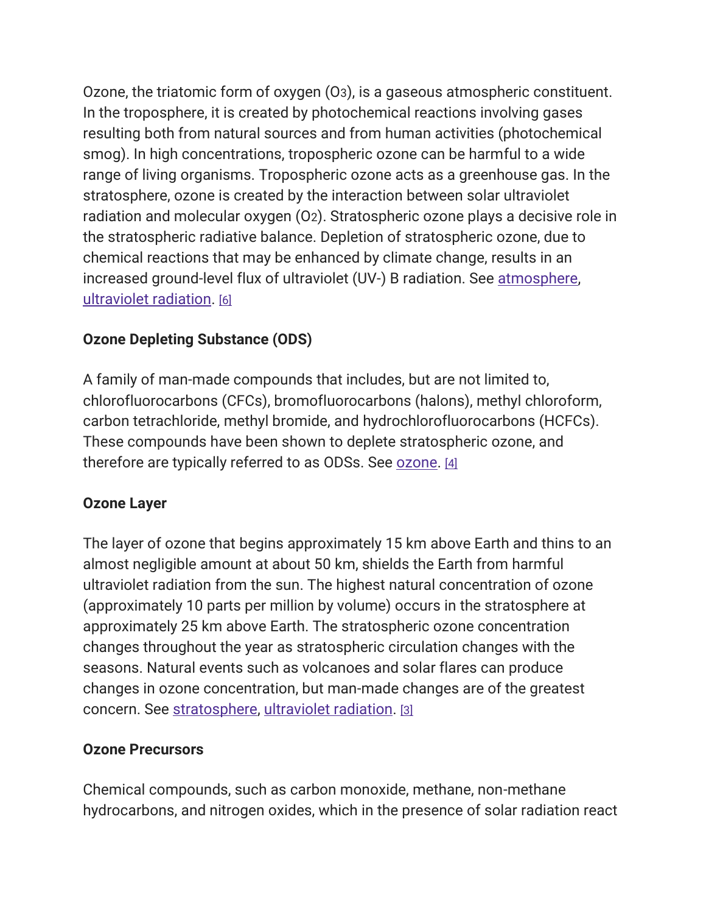Ozone, the triatomic form of oxygen ($O_3$), is a gaseous atmospheric constituent. In the troposphere, it is created by photochemical reactions involving gases resulting both from natural sources and from human activities (photochemical smog). In high concentrations, tropospheric ozone can be harmful to a wide range of living organisms. Tropospheric ozone acts as a greenhouse gas. In the stratosphere, ozone is created by the interaction between solar ultraviolet radiation and molecular oxygen ($O_2$). Stratospheric ozone plays a decisive role in the stratospheric radiative balance. Depletion of stratospheric ozone, due to chemical reactions that may be enhanced by climate change, results in an increased ground-level flux of ultraviolet (UV-) B radiation. See atmosphere, ultraviolet radiation. [6]

**Ozone Depleting Substance (ODS)**

A family of man-made compounds that includes, but are not limited to, chlorofluorocarbons (CFCs), bromofluorocarbons (halons), methyl chloroform, carbon tetrachloride, methyl bromide, and hydrochlorofluorocarbons (HCFCs). These compounds have been shown to deplete stratospheric ozone, and therefore are typically referred to as ODSs. See ozone. [4]

**Ozone Layer**

The layer of ozone that begins approximately 15 km above Earth and thins to an almost negligible amount at about 50 km, shields the Earth from harmful ultraviolet radiation from the sun. The highest natural concentration of ozone (approximately 10 parts per million by volume) occurs in the stratosphere at approximately 25 km above Earth. The stratospheric ozone concentration changes throughout the year as stratospheric circulation changes with the seasons. Natural events such as volcanoes and solar flares can produce changes in ozone concentration, but man-made changes are of the greatest concern. See stratosphere, ultraviolet radiation. [3]

**Ozone Precursors**

Chemical compounds, such as carbon monoxide, methane, non-methane hydrocarbons, and nitrogen oxides, which in the presence of solar radiation react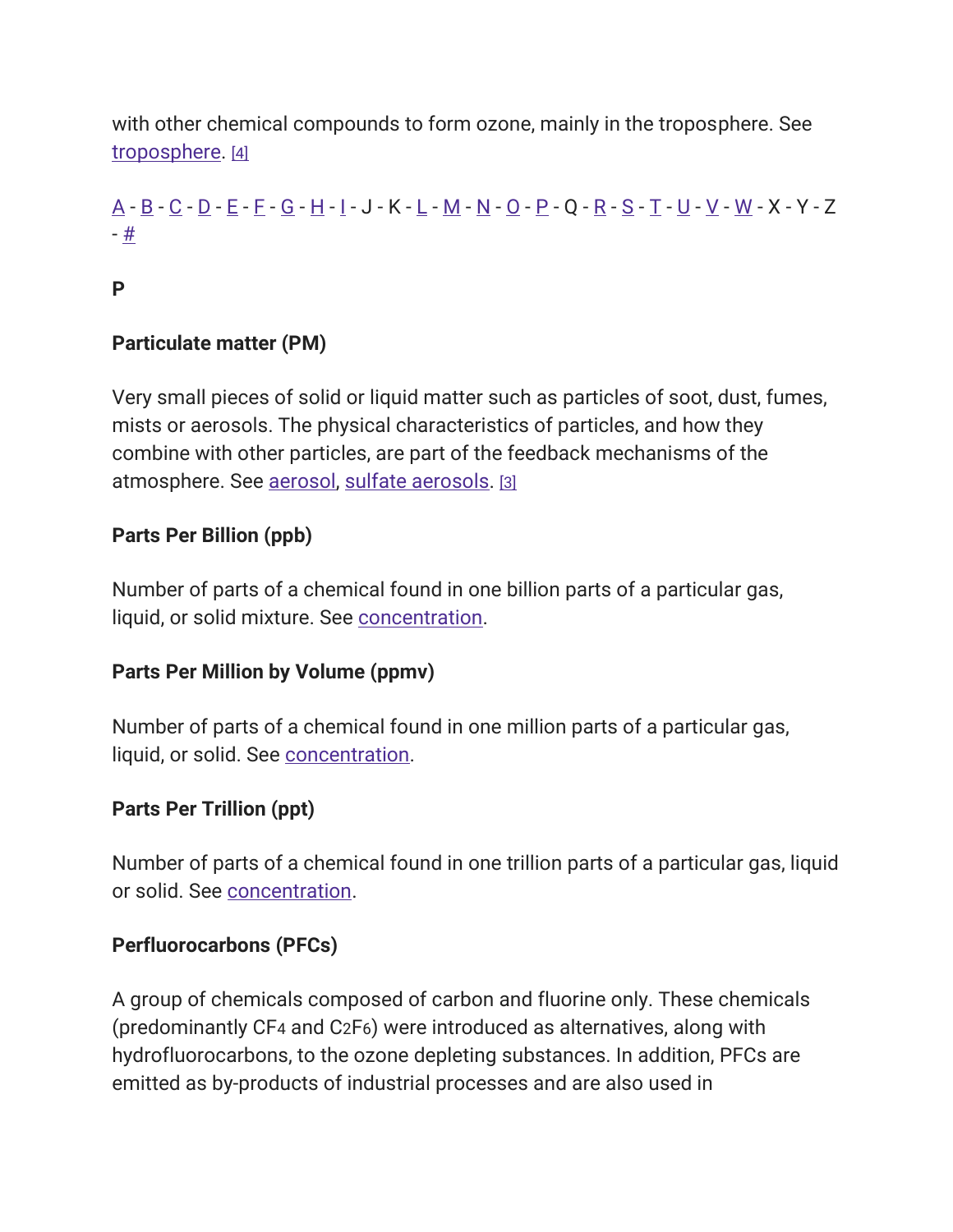with other chemical compounds to form ozone, mainly in the troposphere. See troposphere. [4]

A - B - C - D - E - F - G - H - I - J - K - L - M - N - O - P - Q - R - S - T - U - V - W - X - Y - Z - #

## P

### Particulate matter (PM)

Very small pieces of solid or liquid matter such as particles of soot, dust, fumes, mists or aerosols. The physical characteristics of particles, and how they combine with other particles, are part of the feedback mechanisms of the atmosphere. See aerosol, sulfate aerosols. [3]

### Parts Per Billion (ppb)

Number of parts of a chemical found in one billion parts of a particular gas, liquid, or solid mixture. See concentration.

### Parts Per Million by Volume (ppmv)

Number of parts of a chemical found in one million parts of a particular gas, liquid, or solid. See concentration.

### Parts Per Trillion (ppt)

Number of parts of a chemical found in one trillion parts of a particular gas, liquid or solid. See concentration.

### Perfluorocarbons (PFCs)

A group of chemicals composed of carbon and fluorine only. These chemicals (predominantly $CF_4$ and $C_2F_6$) were introduced as alternatives, along with hydrofluorocarbons, to the ozone depleting substances. In addition, PFCs are emitted as by-products of industrial processes and are also used in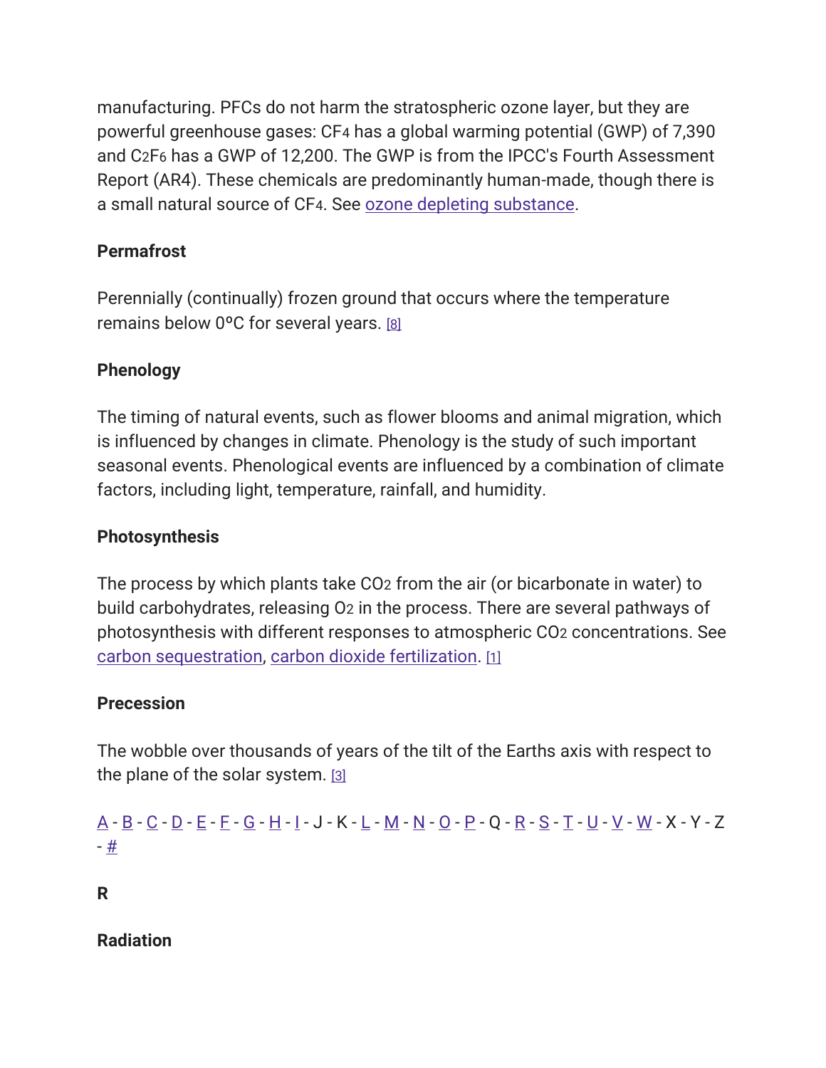manufacturing. PFCs do not harm the stratospheric ozone layer, but they are powerful greenhouse gases: $CF_4$ has a global warming potential (GWP) of 7,390 and $C_2F_6$ has a GWP of 12,200. The GWP is from the IPCC's Fourth Assessment Report (AR4). These chemicals are predominantly human-made, though there is a small natural source of $CF_4$. See ozone depleting substance.

**Permafrost**

Perennially (continually) frozen ground that occurs where the temperature remains below 0ºC for several years. [8]

**Phenology**

The timing of natural events, such as flower blooms and animal migration, which is influenced by changes in climate. Phenology is the study of such important seasonal events. Phenological events are influenced by a combination of climate factors, including light, temperature, rainfall, and humidity.

**Photosynthesis**

The process by which plants take $CO_2$ from the air (or bicarbonate in water) to build carbohydrates, releasing $O_2$ in the process. There are several pathways of photosynthesis with different responses to atmospheric $CO_2$ concentrations. See carbon sequestration, carbon dioxide fertilization. [1]

**Precession**

The wobble over thousands of years of the tilt of the Earths axis with respect to the plane of the solar system. [3]

A - B - C - D - E - F - G - H - I - J - K - L - M - N - O - P - Q - R - S - T - U - V - W - X - Y - Z - #

**R**

**Radiation**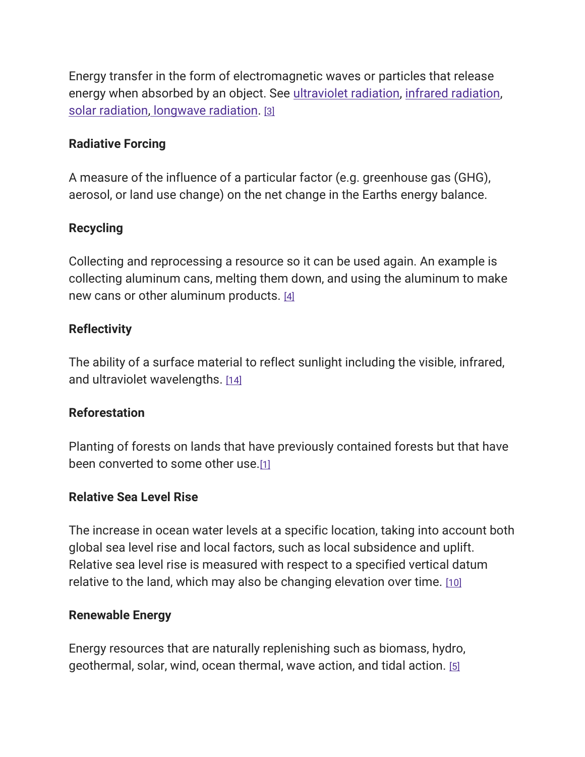Energy transfer in the form of electromagnetic waves or particles that release energy when absorbed by an object. See ultraviolet radiation, infrared radiation, solar radiation, longwave radiation. [3]

**Radiative Forcing**

A measure of the influence of a particular factor (e.g. greenhouse gas (GHG), aerosol, or land use change) on the net change in the Earths energy balance.

**Recycling**

Collecting and reprocessing a resource so it can be used again. An example is collecting aluminum cans, melting them down, and using the aluminum to make new cans or other aluminum products. [4]

**Reflectivity**

The ability of a surface material to reflect sunlight including the visible, infrared, and ultraviolet wavelengths. [14]

**Reforestation**

Planting of forests on lands that have previously contained forests but that have been converted to some other use.[1]

**Relative Sea Level Rise**

The increase in ocean water levels at a specific location, taking into account both global sea level rise and local factors, such as local subsidence and uplift. Relative sea level rise is measured with respect to a specified vertical datum relative to the land, which may also be changing elevation over time. [10]

**Renewable Energy**

Energy resources that are naturally replenishing such as biomass, hydro, geothermal, solar, wind, ocean thermal, wave action, and tidal action. [5]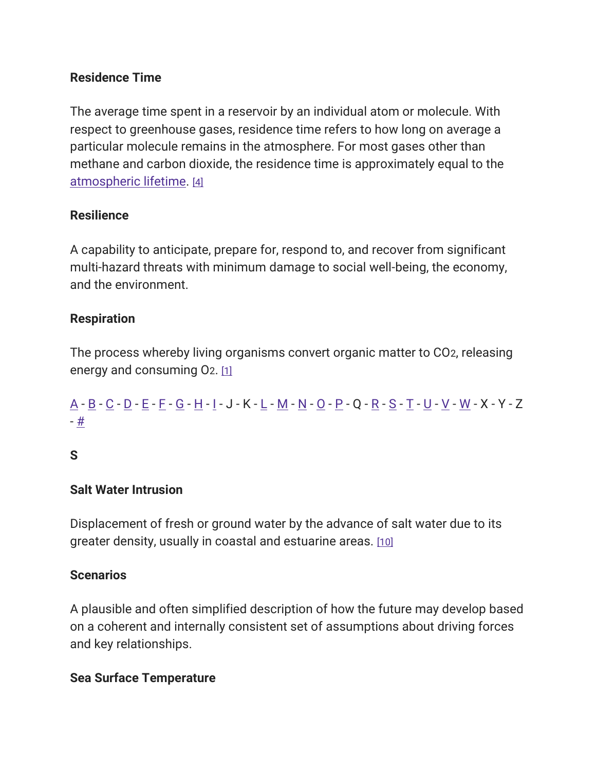### Residence Time

The average time spent in a reservoir by an individual atom or molecule. With respect to greenhouse gases, residence time refers to how long on average a particular molecule remains in the atmosphere. For most gases other than methane and carbon dioxide, the residence time is approximately equal to the atmospheric lifetime. [4]

### Resilience

A capability to anticipate, prepare for, respond to, and recover from significant multi-hazard threats with minimum damage to social well-being, the economy, and the environment.

### Respiration

The process whereby living organisms convert organic matter to $CO_2$, releasing energy and consuming $O_2$. [1]

A - B - C - D - E - F - G - H - I - J - K - L - M - N - O - P - Q - R - S - T - U - V - W - X - Y - Z - #

## S

### Salt Water Intrusion

Displacement of fresh or ground water by the advance of salt water due to its greater density, usually in coastal and estuarine areas. [10]

### Scenarios

A plausible and often simplified description of how the future may develop based on a coherent and internally consistent set of assumptions about driving forces and key relationships.

### Sea Surface Temperature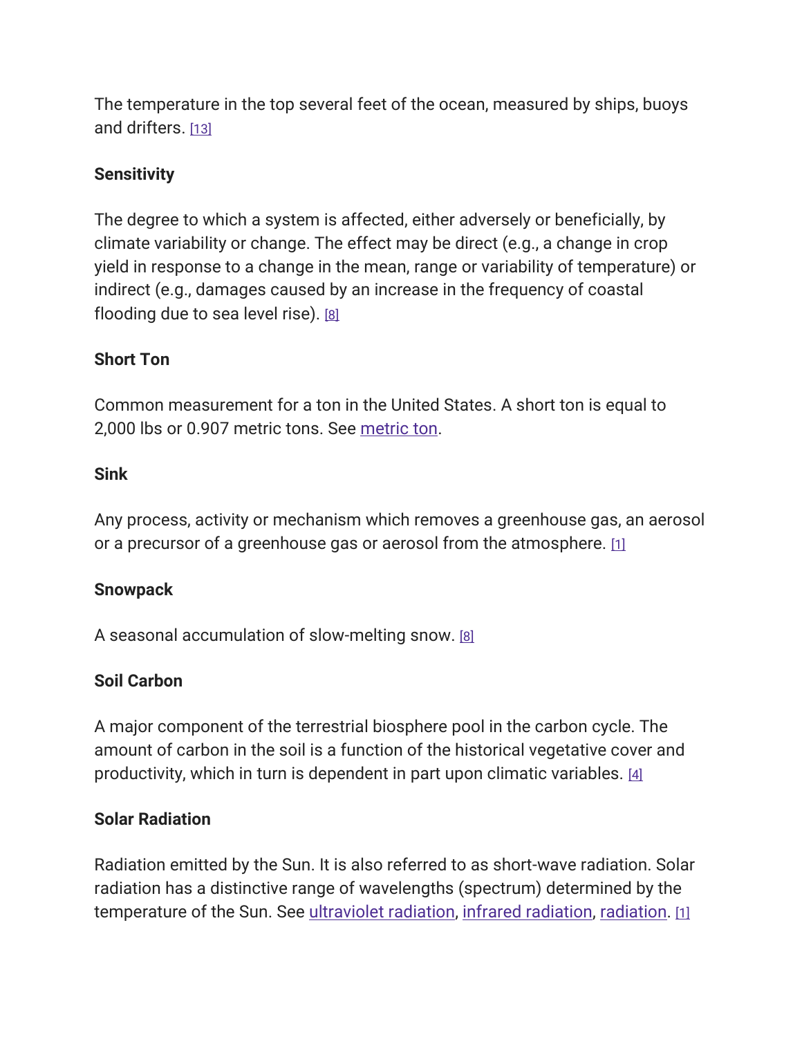The temperature in the top several feet of the ocean, measured by ships, buoys and drifters. [13]

**Sensitivity**

The degree to which a system is affected, either adversely or beneficially, by climate variability or change. The effect may be direct (e.g., a change in crop yield in response to a change in the mean, range or variability of temperature) or indirect (e.g., damages caused by an increase in the frequency of coastal flooding due to sea level rise). [8]

**Short Ton**

Common measurement for a ton in the United States. A short ton is equal to 2,000 lbs or 0.907 metric tons. See metric ton.

**Sink**

Any process, activity or mechanism which removes a greenhouse gas, an aerosol or a precursor of a greenhouse gas or aerosol from the atmosphere. [1]

**Snowpack**

A seasonal accumulation of slow-melting snow. [8]

**Soil Carbon**

A major component of the terrestrial biosphere pool in the carbon cycle. The amount of carbon in the soil is a function of the historical vegetative cover and productivity, which in turn is dependent in part upon climatic variables. [4]

**Solar Radiation**

Radiation emitted by the Sun. It is also referred to as short-wave radiation. Solar radiation has a distinctive range of wavelengths (spectrum) determined by the temperature of the Sun. See ultraviolet radiation, infrared radiation, radiation. [1]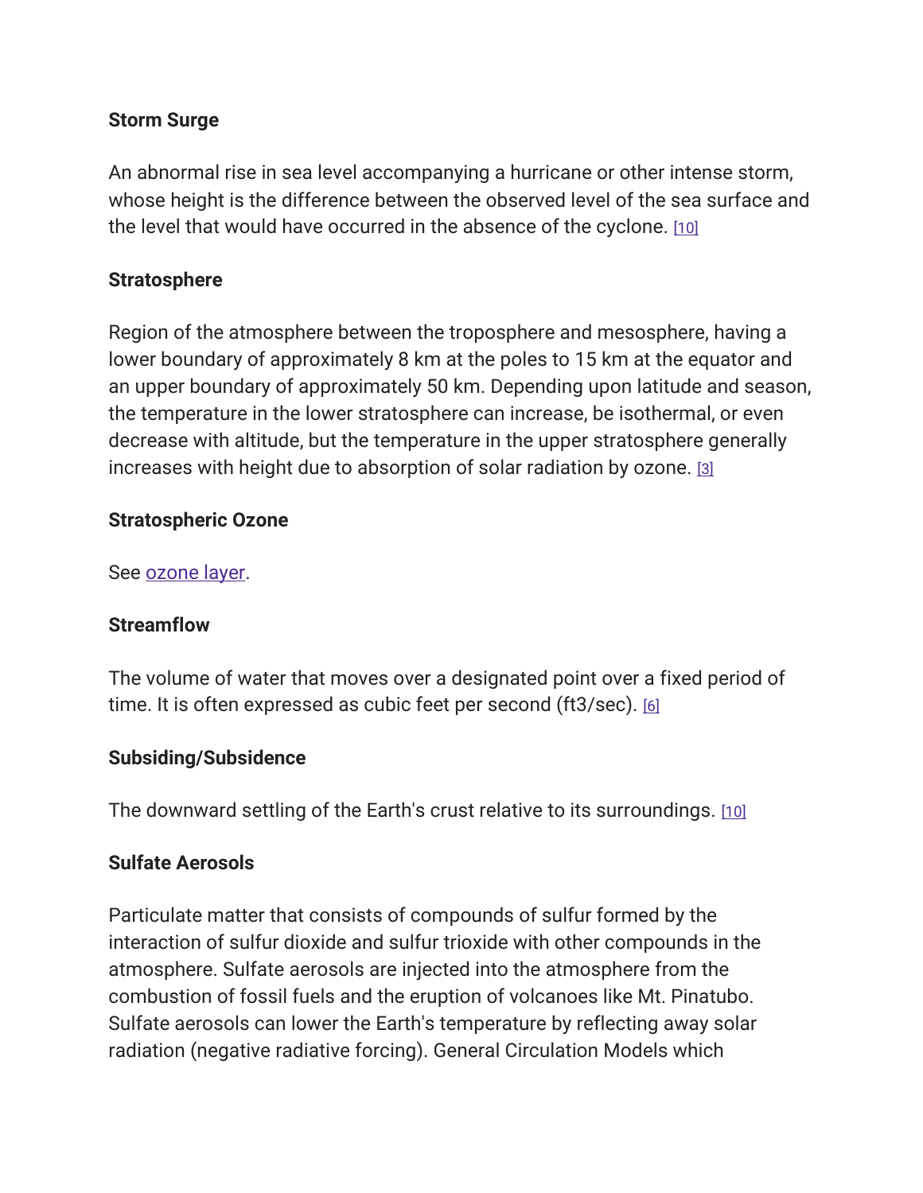**Storm Surge**

An abnormal rise in sea level accompanying a hurricane or other intense storm, whose height is the difference between the observed level of the sea surface and the level that would have occurred in the absence of the cyclone. [10]

**Stratosphere**

Region of the atmosphere between the troposphere and mesosphere, having a lower boundary of approximately 8 km at the poles to 15 km at the equator and an upper boundary of approximately 50 km. Depending upon latitude and season, the temperature in the lower stratosphere can increase, be isothermal, or even decrease with altitude, but the temperature in the upper stratosphere generally increases with height due to absorption of solar radiation by ozone. [3]

**Stratospheric Ozone**

See ozone layer.

**Streamflow**

The volume of water that moves over a designated point over a fixed period of time. It is often expressed as cubic feet per second ($ft^3/sec$). [6]

**Subsiding/Subsidence**

The downward settling of the Earth's crust relative to its surroundings. [10]

**Sulfate Aerosols**

Particulate matter that consists of compounds of sulfur formed by the interaction of sulfur dioxide and sulfur trioxide with other compounds in the atmosphere. Sulfate aerosols are injected into the atmosphere from the combustion of fossil fuels and the eruption of volcanoes like Mt. Pinatubo. Sulfate aerosols can lower the Earth's temperature by reflecting away solar radiation (negative radiative forcing). General Circulation Models which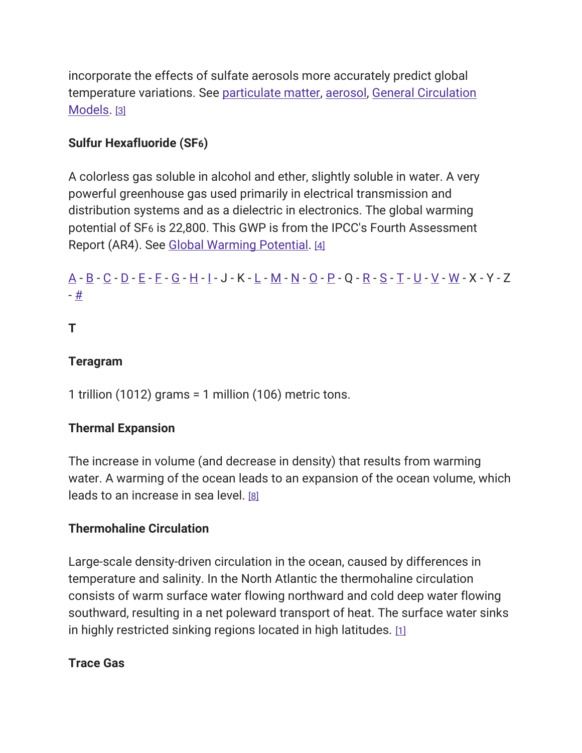incorporate the effects of sulfate aerosols more accurately predict global temperature variations. See particulate matter, aerosol, General Circulation Models. [3]

**Sulfur Hexafluoride ($SF_6$)**

A colorless gas soluble in alcohol and ether, slightly soluble in water. A very powerful greenhouse gas used primarily in electrical transmission and distribution systems and as a dielectric in electronics. The global warming potential of $SF_6$ is 22,800. This GWP is from the IPCC's Fourth Assessment Report (AR4). See Global Warming Potential. [4]

A - B - C - D - E - F - G - H - I - J - K - L - M - N - O - P - Q - R - S - T - U - V - W - X - Y - Z - #

**T**

**Teragram**

1 trillion (1012) grams = 1 million (106) metric tons.

**Thermal Expansion**

The increase in volume (and decrease in density) that results from warming water. A warming of the ocean leads to an expansion of the ocean volume, which leads to an increase in sea level. [8]

**Thermohaline Circulation**

Large-scale density-driven circulation in the ocean, caused by differences in temperature and salinity. In the North Atlantic the thermohaline circulation consists of warm surface water flowing northward and cold deep water flowing southward, resulting in a net poleward transport of heat. The surface water sinks in highly restricted sinking regions located in high latitudes. [1]

**Trace Gas**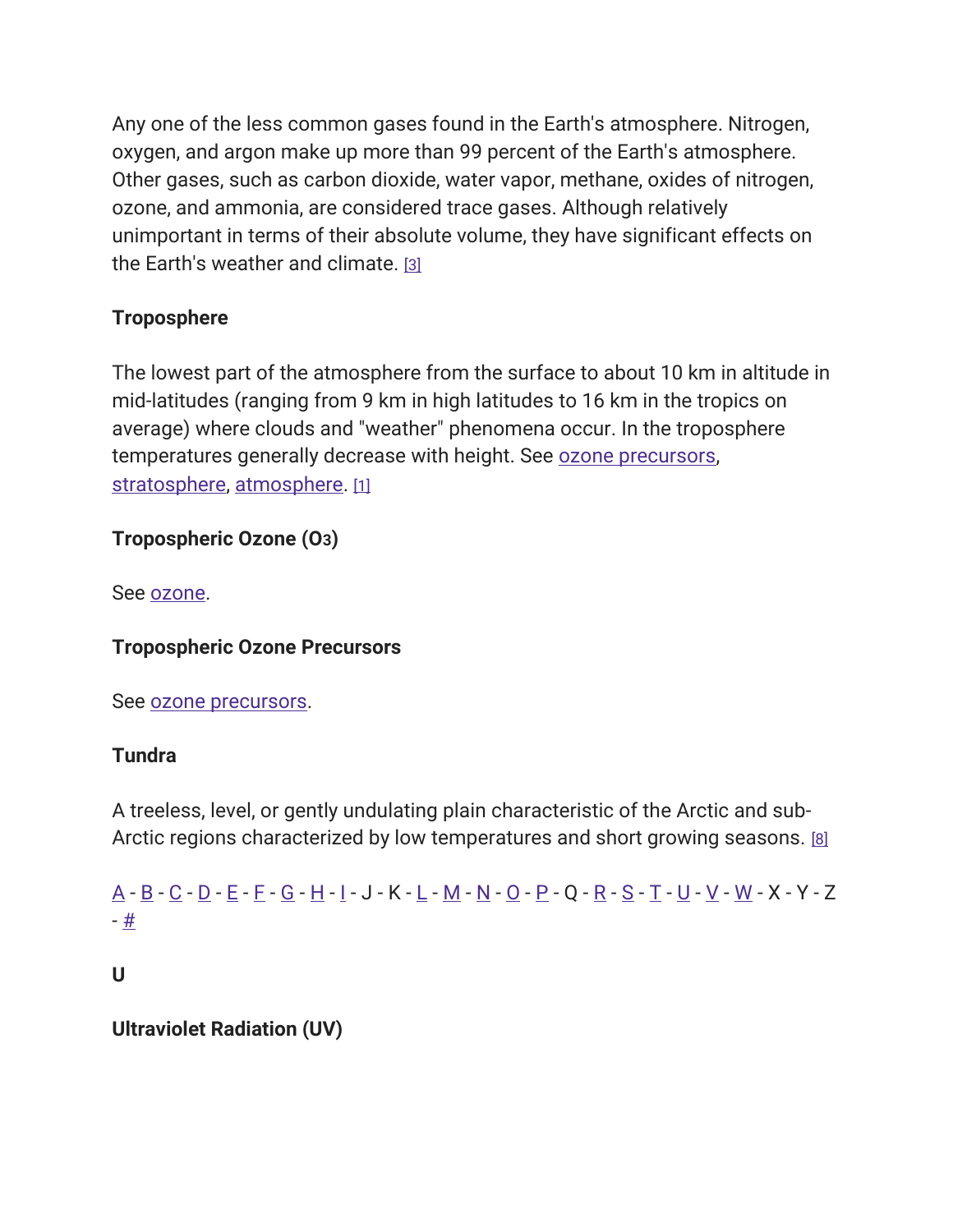Any one of the less common gases found in the Earth's atmosphere. Nitrogen, oxygen, and argon make up more than 99 percent of the Earth's atmosphere. Other gases, such as carbon dioxide, water vapor, methane, oxides of nitrogen, ozone, and ammonia, are considered trace gases. Although relatively unimportant in terms of their absolute volume, they have significant effects on the Earth's weather and climate. [3]

**Troposphere**

The lowest part of the atmosphere from the surface to about 10 km in altitude in mid-latitudes (ranging from 9 km in high latitudes to 16 km in the tropics on average) where clouds and "weather" phenomena occur. In the troposphere temperatures generally decrease with height. See ozone precursors, stratosphere, atmosphere. [1]

**Tropospheric Ozone ($O_3$)**

See ozone.

**Tropospheric Ozone Precursors**

See ozone precursors.

**Tundra**

A treeless, level, or gently undulating plain characteristic of the Arctic and sub-Arctic regions characterized by low temperatures and short growing seasons. [8]

A - B - C - D - E - F - G - H - I - J - K - L - M - N - O - P - Q - R - S - T - U - V - W - X - Y - Z - #

## U

**Ultraviolet Radiation (UV)**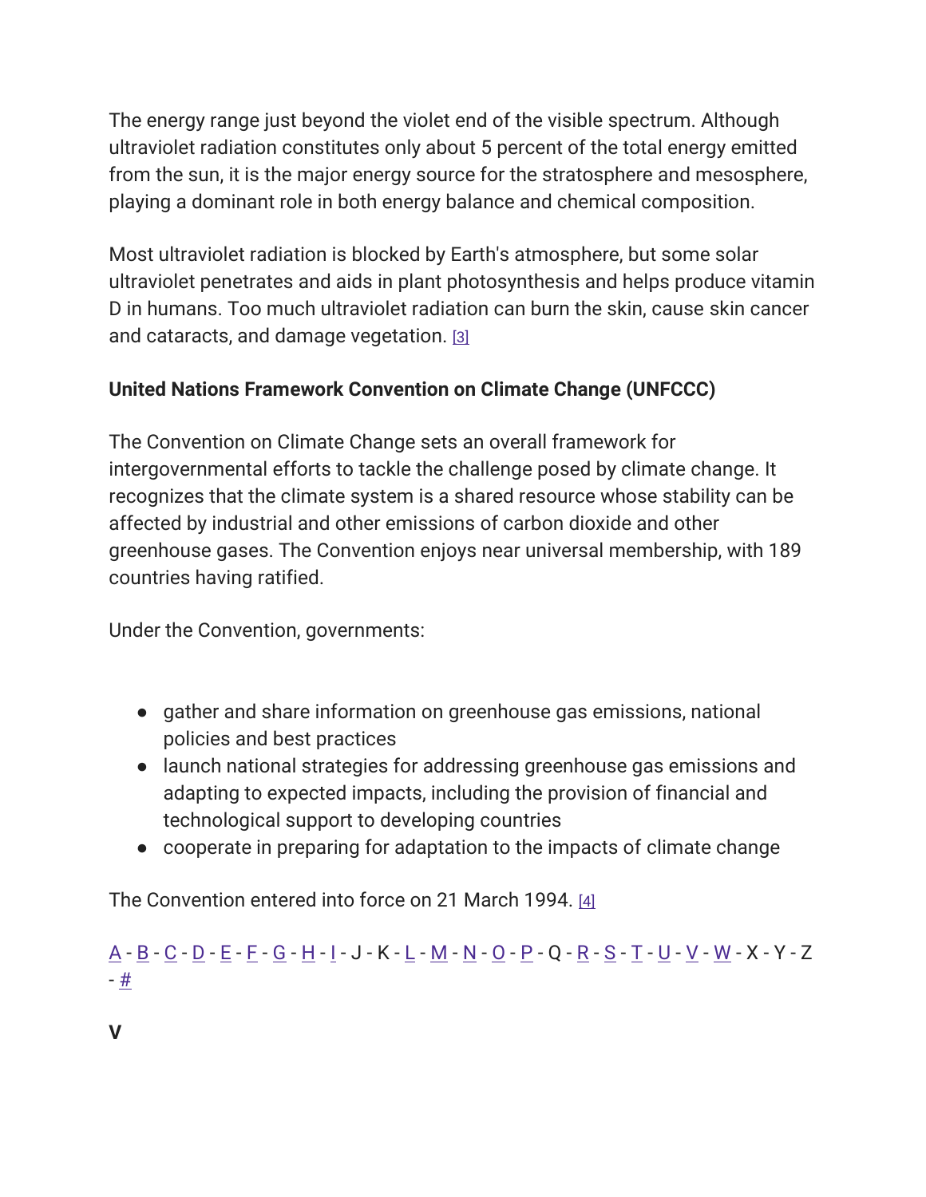The energy range just beyond the violet end of the visible spectrum. Although ultraviolet radiation constitutes only about 5 percent of the total energy emitted from the sun, it is the major energy source for the stratosphere and mesosphere, playing a dominant role in both energy balance and chemical composition.

Most ultraviolet radiation is blocked by Earth's atmosphere, but some solar ultraviolet penetrates and aids in plant photosynthesis and helps produce vitamin D in humans. Too much ultraviolet radiation can burn the skin, cause skin cancer and cataracts, and damage vegetation. [3]

**United Nations Framework Convention on Climate Change (UNFCCC)**

The Convention on Climate Change sets an overall framework for intergovernmental efforts to tackle the challenge posed by climate change. It recognizes that the climate system is a shared resource whose stability can be affected by industrial and other emissions of carbon dioxide and other greenhouse gases. The Convention enjoys near universal membership, with 189 countries having ratified.

Under the Convention, governments:

- gather and share information on greenhouse gas emissions, national policies and best practices
- launch national strategies for addressing greenhouse gas emissions and adapting to expected impacts, including the provision of financial and technological support to developing countries
- cooperate in preparing for adaptation to the impacts of climate change

The Convention entered into force on 21 March 1994. [4]

A - B - C - D - E - F - G - H - I - J - K - L - M - N - O - P - Q - R - S - T - U - V - W - X - Y - Z - #

**V**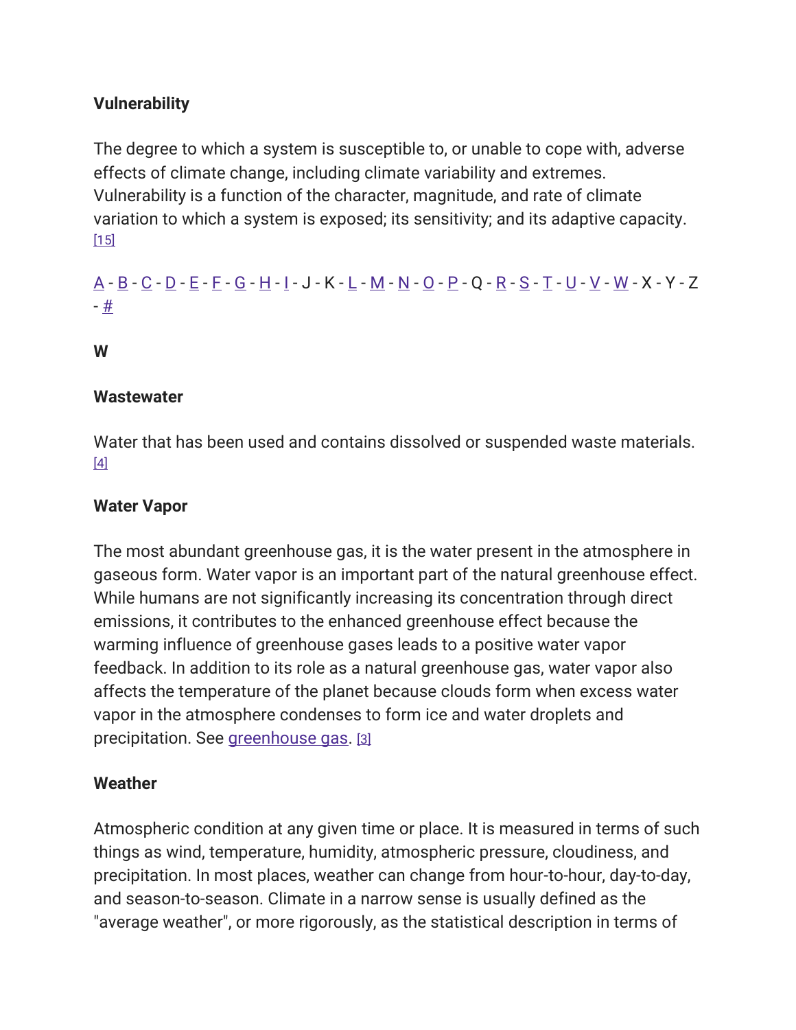### Vulnerability

The degree to which a system is susceptible to, or unable to cope with, adverse effects of climate change, including climate variability and extremes. Vulnerability is a function of the character, magnitude, and rate of climate variation to which a system is exposed; its sensitivity; and its adaptive capacity. [15]

A - B - C - D - E - F - G - H - I - J - K - L - M - N - O - P - Q - R - S - T - U - V - W - X - Y - Z - #

## W

### Wastewater

Water that has been used and contains dissolved or suspended waste materials. [4]

### Water Vapor

The most abundant greenhouse gas, it is the water present in the atmosphere in gaseous form. Water vapor is an important part of the natural greenhouse effect. While humans are not significantly increasing its concentration through direct emissions, it contributes to the enhanced greenhouse effect because the warming influence of greenhouse gases leads to a positive water vapor feedback. In addition to its role as a natural greenhouse gas, water vapor also affects the temperature of the planet because clouds form when excess water vapor in the atmosphere condenses to form ice and water droplets and precipitation. See greenhouse gas. [3]

### Weather

Atmospheric condition at any given time or place. It is measured in terms of such things as wind, temperature, humidity, atmospheric pressure, cloudiness, and precipitation. In most places, weather can change from hour-to-hour, day-to-day, and season-to-season. Climate in a narrow sense is usually defined as the "average weather", or more rigorously, as the statistical description in terms of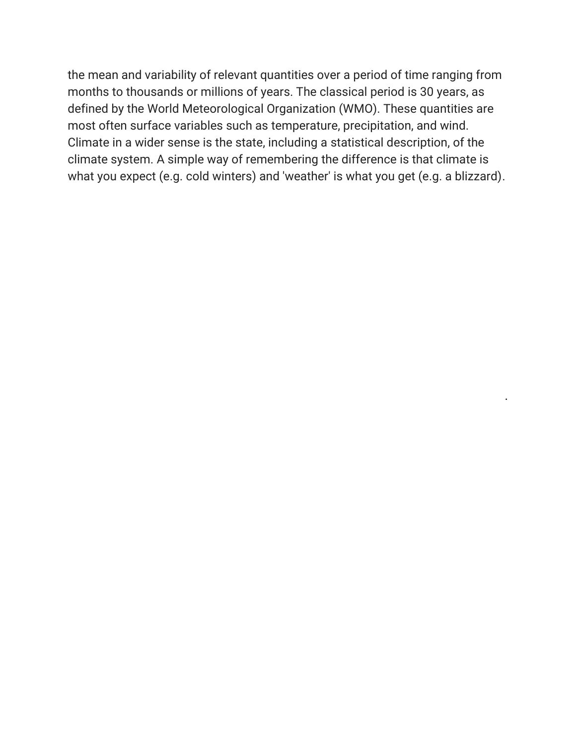the mean and variability of relevant quantities over a period of time ranging from months to thousands or millions of years. The classical period is 30 years, as defined by the World Meteorological Organization (WMO). These quantities are most often surface variables such as temperature, precipitation, and wind. Climate in a wider sense is the state, including a statistical description, of the climate system. A simple way of remembering the difference is that climate is what you expect (e.g. cold winters) and 'weather' is what you get (e.g. a blizzard).